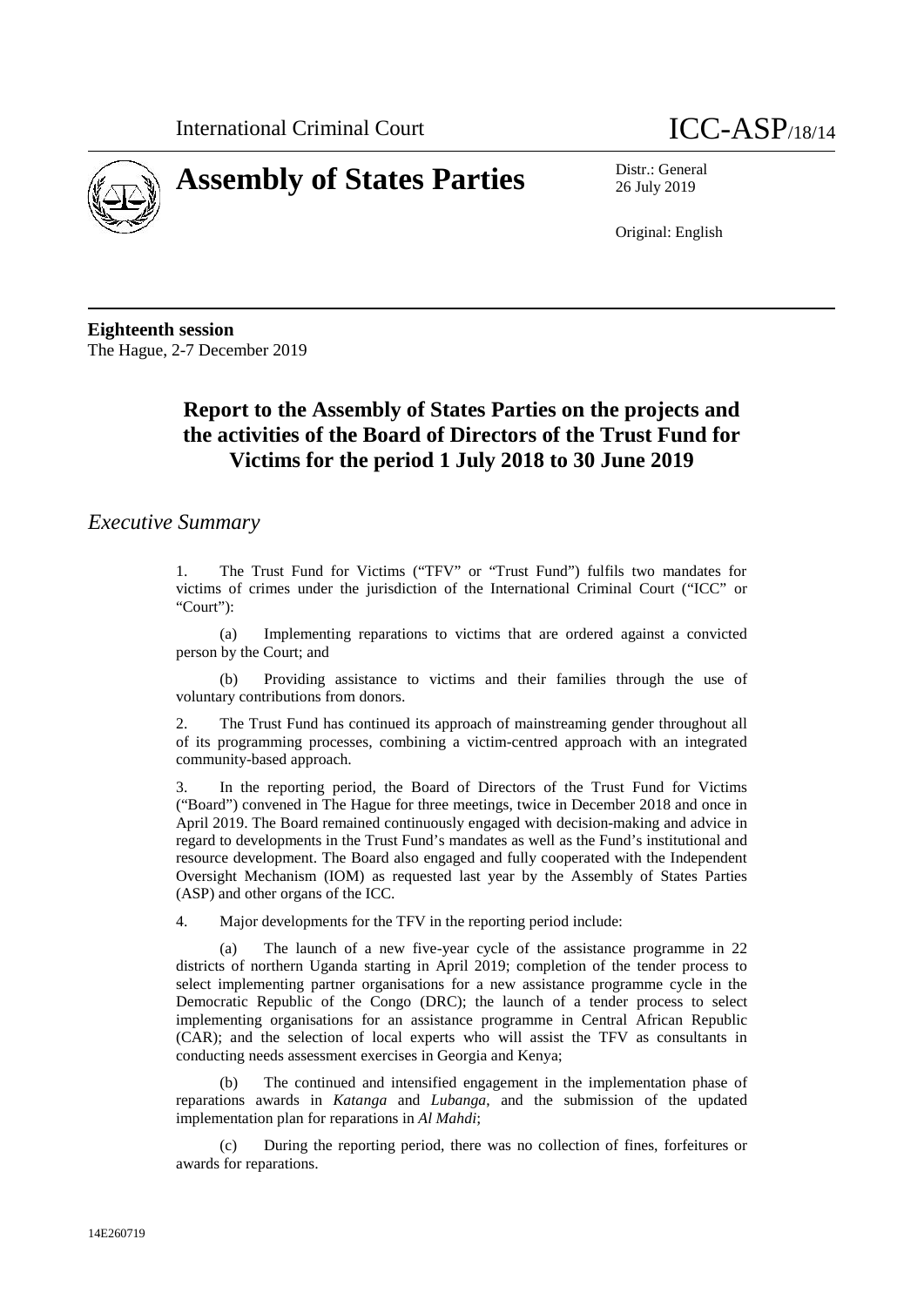International Criminal Court

# ICC-ASP/18/14

**Assembly of States Parties**

Distr.: General
26 July 2019

Original: English

**Eighteenth session**
The Hague, 2-7 December 2019

## Report to the Assembly of States Parties on the projects and the activities of the Board of Directors of the Trust Fund for Victims for the period 1 July 2018 to 30 June 2019

### *Executive Summary*

1. The Trust Fund for Victims ("TFV" or "Trust Fund") fulfils two mandates for victims of crimes under the jurisdiction of the International Criminal Court ("ICC" or "Court"):

(a) Implementing reparations to victims that are ordered against a convicted person by the Court; and

(b) Providing assistance to victims and their families through the use of voluntary contributions from donors.

2. The Trust Fund has continued its approach of mainstreaming gender throughout all of its programming processes, combining a victim-centred approach with an integrated community-based approach.

3. In the reporting period, the Board of Directors of the Trust Fund for Victims ("Board") convened in The Hague for three meetings, twice in December 2018 and once in April 2019. The Board remained continuously engaged with decision-making and advice in regard to developments in the Trust Fund's mandates as well as the Fund's institutional and resource development. The Board also engaged and fully cooperated with the Independent Oversight Mechanism (IOM) as requested last year by the Assembly of States Parties (ASP) and other organs of the ICC.

4. Major developments for the TFV in the reporting period include:

(a) The launch of a new five-year cycle of the assistance programme in 22 districts of northern Uganda starting in April 2019; completion of the tender process to select implementing partner organisations for a new assistance programme cycle in the Democratic Republic of the Congo (DRC); the launch of a tender process to select implementing organisations for an assistance programme in Central African Republic (CAR); and the selection of local experts who will assist the TFV as consultants in conducting needs assessment exercises in Georgia and Kenya;

(b) The continued and intensified engagement in the implementation phase of reparations awards in *Katanga* and *Lubanga*, and the submission of the updated implementation plan for reparations in *Al Mahdi*;

(c) During the reporting period, there was no collection of fines, forfeitures or awards for reparations.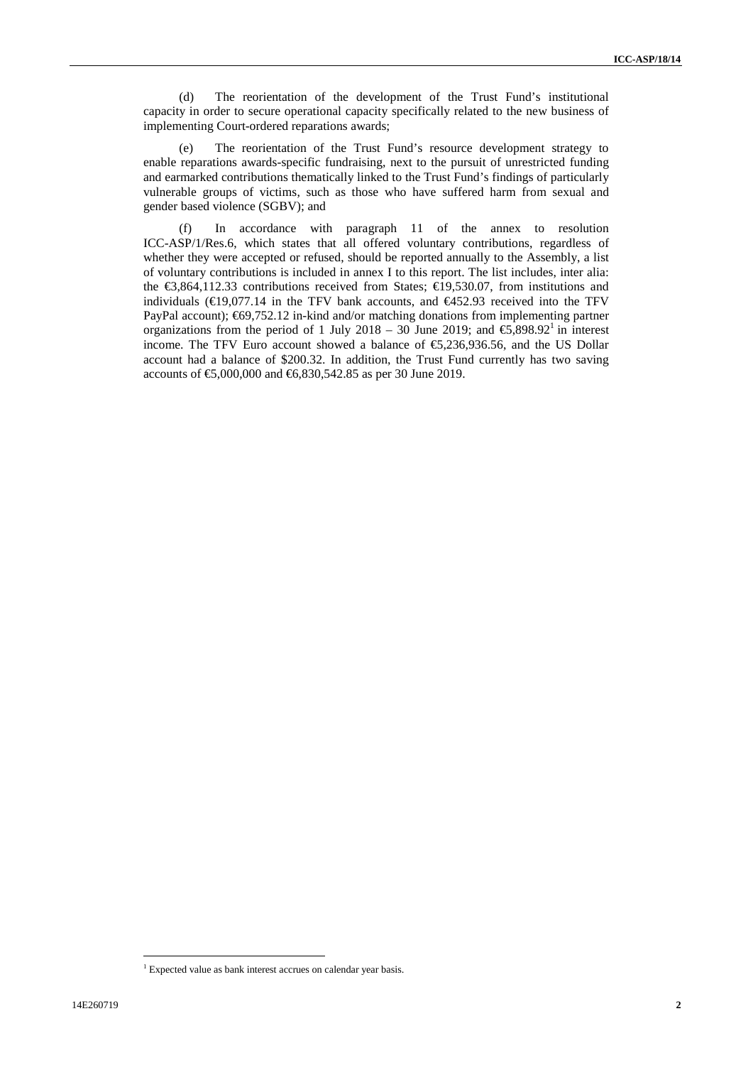(d) The reorientation of the development of the Trust Fund's institutional capacity in order to secure operational capacity specifically related to the new business of implementing Court-ordered reparations awards;

(e) The reorientation of the Trust Fund's resource development strategy to enable reparations awards-specific fundraising, next to the pursuit of unrestricted funding and earmarked contributions thematically linked to the Trust Fund's findings of particularly vulnerable groups of victims, such as those who have suffered harm from sexual and gender based violence (SGBV); and

(f) In accordance with paragraph 11 of the annex to resolution ICC-ASP/1/Res.6, which states that all offered voluntary contributions, regardless of whether they were accepted or refused, should be reported annually to the Assembly, a list of voluntary contributions is included in annex I to this report. The list includes, inter alia: the €3,864,112.33 contributions received from States; €19,530.07, from institutions and individuals (€19,077.14 in the TFV bank accounts, and €452.93 received into the TFV PayPal account); €69,752.12 in-kind and/or matching donations from implementing partner organizations from the period of 1 July 2018 – 30 June 2019; and €5,898.92[1] in interest income. The TFV Euro account showed a balance of €5,236,936.56, and the US Dollar account had a balance of $200.32. In addition, the Trust Fund currently has two saving accounts of €5,000,000 and €6,830,542.85 as per 30 June 2019.

[1] Expected value as bank interest accrues on calendar year basis.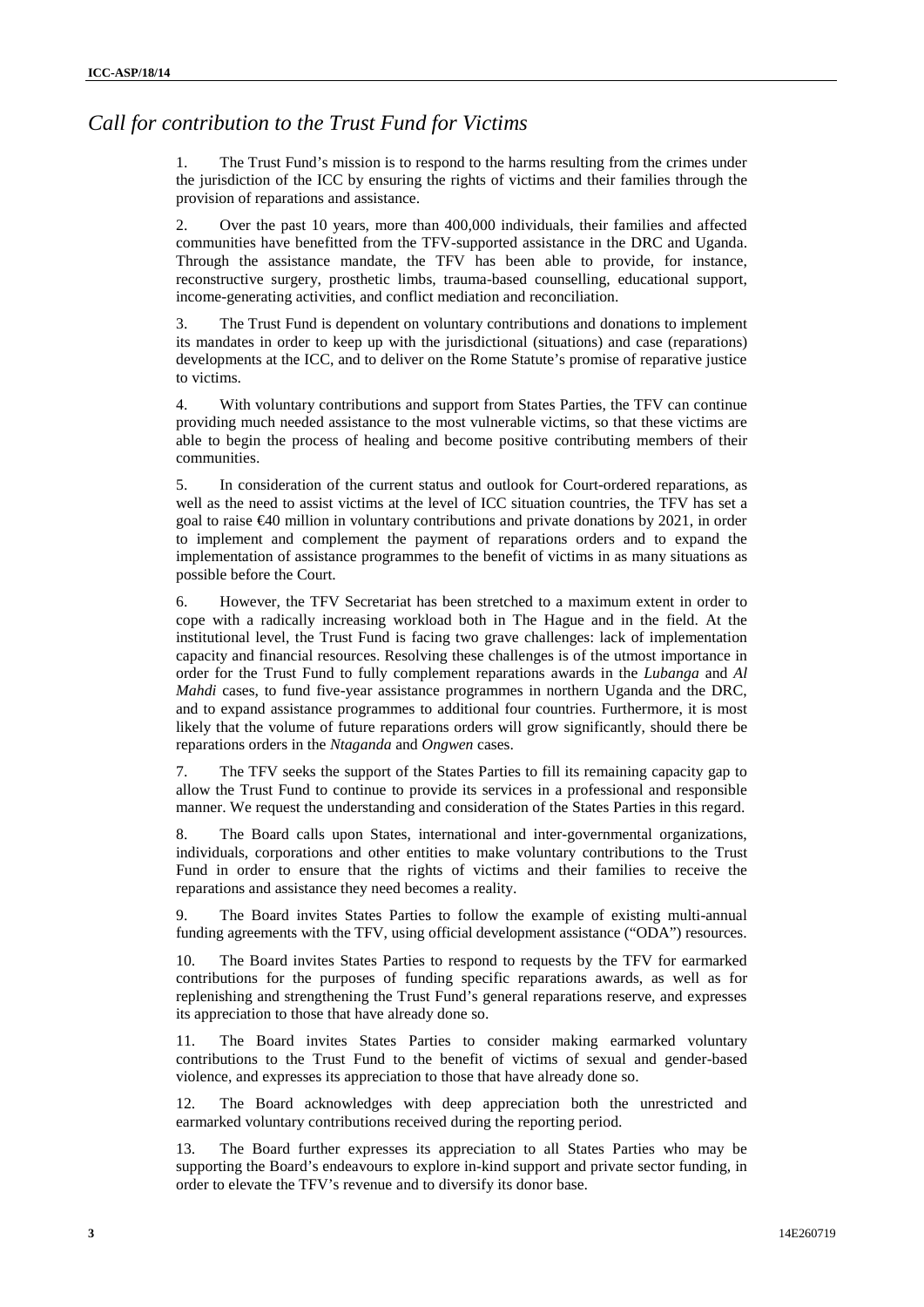## *Call for contribution to the Trust Fund for Victims*

1. The Trust Fund's mission is to respond to the harms resulting from the crimes under the jurisdiction of the ICC by ensuring the rights of victims and their families through the provision of reparations and assistance.

2. Over the past 10 years, more than 400,000 individuals, their families and affected communities have benefitted from the TFV-supported assistance in the DRC and Uganda. Through the assistance mandate, the TFV has been able to provide, for instance, reconstructive surgery, prosthetic limbs, trauma-based counselling, educational support, income-generating activities, and conflict mediation and reconciliation.

3. The Trust Fund is dependent on voluntary contributions and donations to implement its mandates in order to keep up with the jurisdictional (situations) and case (reparations) developments at the ICC, and to deliver on the Rome Statute's promise of reparative justice to victims.

4. With voluntary contributions and support from States Parties, the TFV can continue providing much needed assistance to the most vulnerable victims, so that these victims are able to begin the process of healing and become positive contributing members of their communities.

5. In consideration of the current status and outlook for Court-ordered reparations, as well as the need to assist victims at the level of ICC situation countries, the TFV has set a goal to raise €40 million in voluntary contributions and private donations by 2021, in order to implement and complement the payment of reparations orders and to expand the implementation of assistance programmes to the benefit of victims in as many situations as possible before the Court.

6. However, the TFV Secretariat has been stretched to a maximum extent in order to cope with a radically increasing workload both in The Hague and in the field. At the institutional level, the Trust Fund is facing two grave challenges: lack of implementation capacity and financial resources. Resolving these challenges is of the utmost importance in order for the Trust Fund to fully complement reparations awards in the *Lubanga* and *Al Mahdi* cases, to fund five-year assistance programmes in northern Uganda and the DRC, and to expand assistance programmes to additional four countries. Furthermore, it is most likely that the volume of future reparations orders will grow significantly, should there be reparations orders in the *Ntaganda* and *Ongwen* cases.

7. The TFV seeks the support of the States Parties to fill its remaining capacity gap to allow the Trust Fund to continue to provide its services in a professional and responsible manner. We request the understanding and consideration of the States Parties in this regard.

8. The Board calls upon States, international and inter-governmental organizations, individuals, corporations and other entities to make voluntary contributions to the Trust Fund in order to ensure that the rights of victims and their families to receive the reparations and assistance they need becomes a reality.

9. The Board invites States Parties to follow the example of existing multi-annual funding agreements with the TFV, using official development assistance ("ODA") resources.

10. The Board invites States Parties to respond to requests by the TFV for earmarked contributions for the purposes of funding specific reparations awards, as well as for replenishing and strengthening the Trust Fund's general reparations reserve, and expresses its appreciation to those that have already done so.

11. The Board invites States Parties to consider making earmarked voluntary contributions to the Trust Fund to the benefit of victims of sexual and gender-based violence, and expresses its appreciation to those that have already done so.

12. The Board acknowledges with deep appreciation both the unrestricted and earmarked voluntary contributions received during the reporting period.

13. The Board further expresses its appreciation to all States Parties who may be supporting the Board's endeavours to explore in-kind support and private sector funding, in order to elevate the TFV's revenue and to diversify its donor base.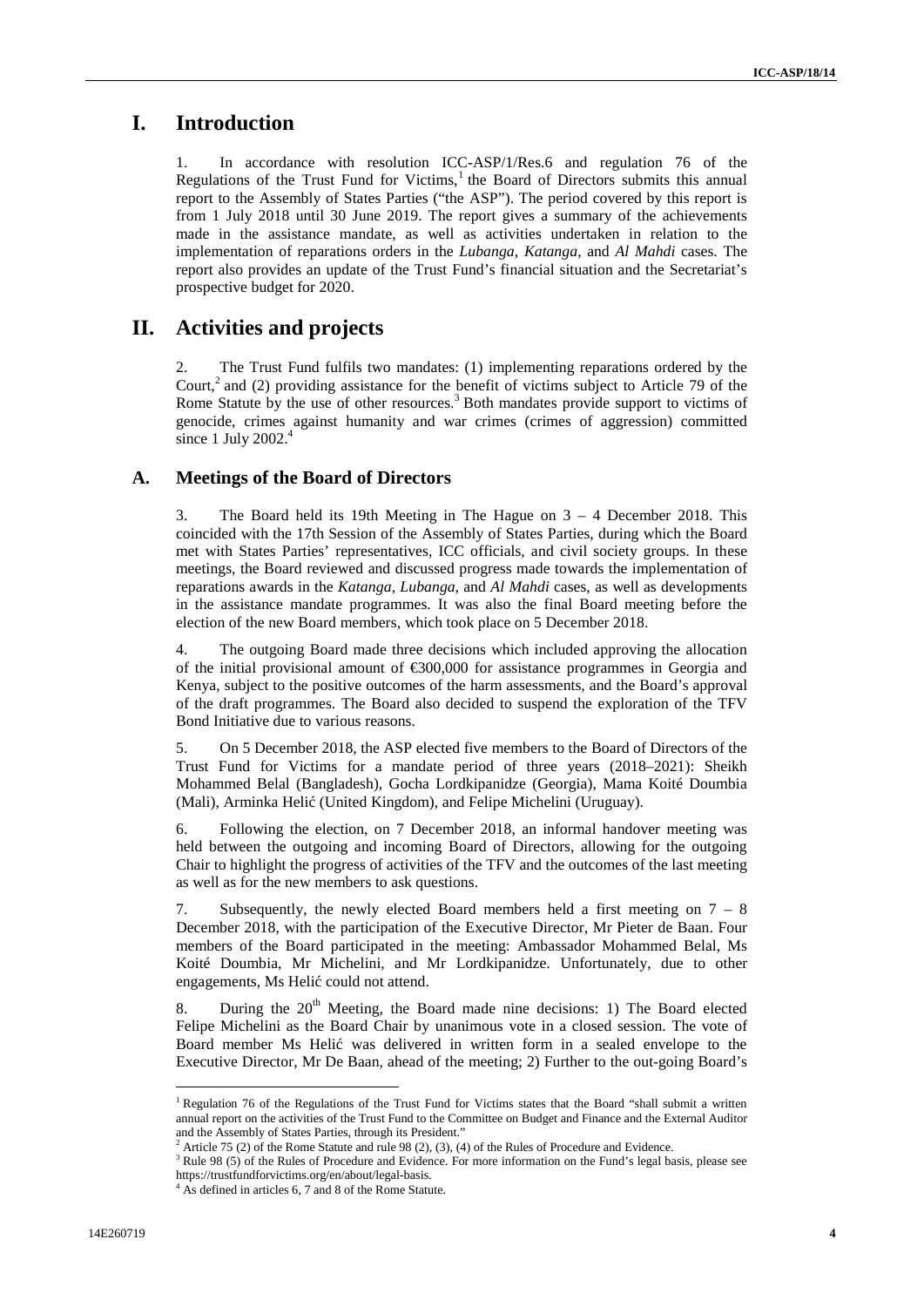# I. Introduction

1. In accordance with resolution ICC-ASP/1/Res.6 and regulation 76 of the Regulations of the Trust Fund for Victims,[1] the Board of Directors submits this annual report to the Assembly of States Parties ("the ASP"). The period covered by this report is from 1 July 2018 until 30 June 2019. The report gives a summary of the achievements made in the assistance mandate, as well as activities undertaken in relation to the implementation of reparations orders in the *Lubanga*, *Katanga*, and *Al Mahdi* cases. The report also provides an update of the Trust Fund's financial situation and the Secretariat's prospective budget for 2020.

# II. Activities and projects

2. The Trust Fund fulfils two mandates: (1) implementing reparations ordered by the Court,[2] and (2) providing assistance for the benefit of victims subject to Article 79 of the Rome Statute by the use of other resources.[3] Both mandates provide support to victims of genocide, crimes against humanity and war crimes (crimes of aggression) committed since 1 July 2002.[4]

## A. Meetings of the Board of Directors

3. The Board held its 19th Meeting in The Hague on 3 – 4 December 2018. This coincided with the 17th Session of the Assembly of States Parties, during which the Board met with States Parties' representatives, ICC officials, and civil society groups. In these meetings, the Board reviewed and discussed progress made towards the implementation of reparations awards in the *Katanga*, *Lubanga*, and *Al Mahdi* cases, as well as developments in the assistance mandate programmes. It was also the final Board meeting before the election of the new Board members, which took place on 5 December 2018.

4. The outgoing Board made three decisions which included approving the allocation of the initial provisional amount of €300,000 for assistance programmes in Georgia and Kenya, subject to the positive outcomes of the harm assessments, and the Board's approval of the draft programmes. The Board also decided to suspend the exploration of the TFV Bond Initiative due to various reasons.

5. On 5 December 2018, the ASP elected five members to the Board of Directors of the Trust Fund for Victims for a mandate period of three years (2018–2021): Sheikh Mohammed Belal (Bangladesh), Gocha Lordkipanidze (Georgia), Mama Koité Doumbia (Mali), Arminka Helić (United Kingdom), and Felipe Michelini (Uruguay).

6. Following the election, on 7 December 2018, an informal handover meeting was held between the outgoing and incoming Board of Directors, allowing for the outgoing Chair to highlight the progress of activities of the TFV and the outcomes of the last meeting as well as for the new members to ask questions.

7. Subsequently, the newly elected Board members held a first meeting on 7 – 8 December 2018, with the participation of the Executive Director, Mr Pieter de Baan. Four members of the Board participated in the meeting: Ambassador Mohammed Belal, Ms Koité Doumbia, Mr Michelini, and Mr Lordkipanidze. Unfortunately, due to other engagements, Ms Helić could not attend.

8. During the 20th Meeting, the Board made nine decisions: 1) The Board elected Felipe Michelini as the Board Chair by unanimous vote in a closed session. The vote of Board member Ms Helić was delivered in written form in a sealed envelope to the Executive Director, Mr De Baan, ahead of the meeting; 2) Further to the out-going Board's

---

[1] Regulation 76 of the Regulations of the Trust Fund for Victims states that the Board "shall submit a written annual report on the activities of the Trust Fund to the Committee on Budget and Finance and the External Auditor and the Assembly of States Parties, through its President."

[2] Article 75 (2) of the Rome Statute and rule 98 (2), (3), (4) of the Rules of Procedure and Evidence.

[3] Rule 98 (5) of the Rules of Procedure and Evidence. For more information on the Fund's legal basis, please see https://trustfundforvictims.org/en/about/legal-basis.

[4] As defined in articles 6, 7 and 8 of the Rome Statute.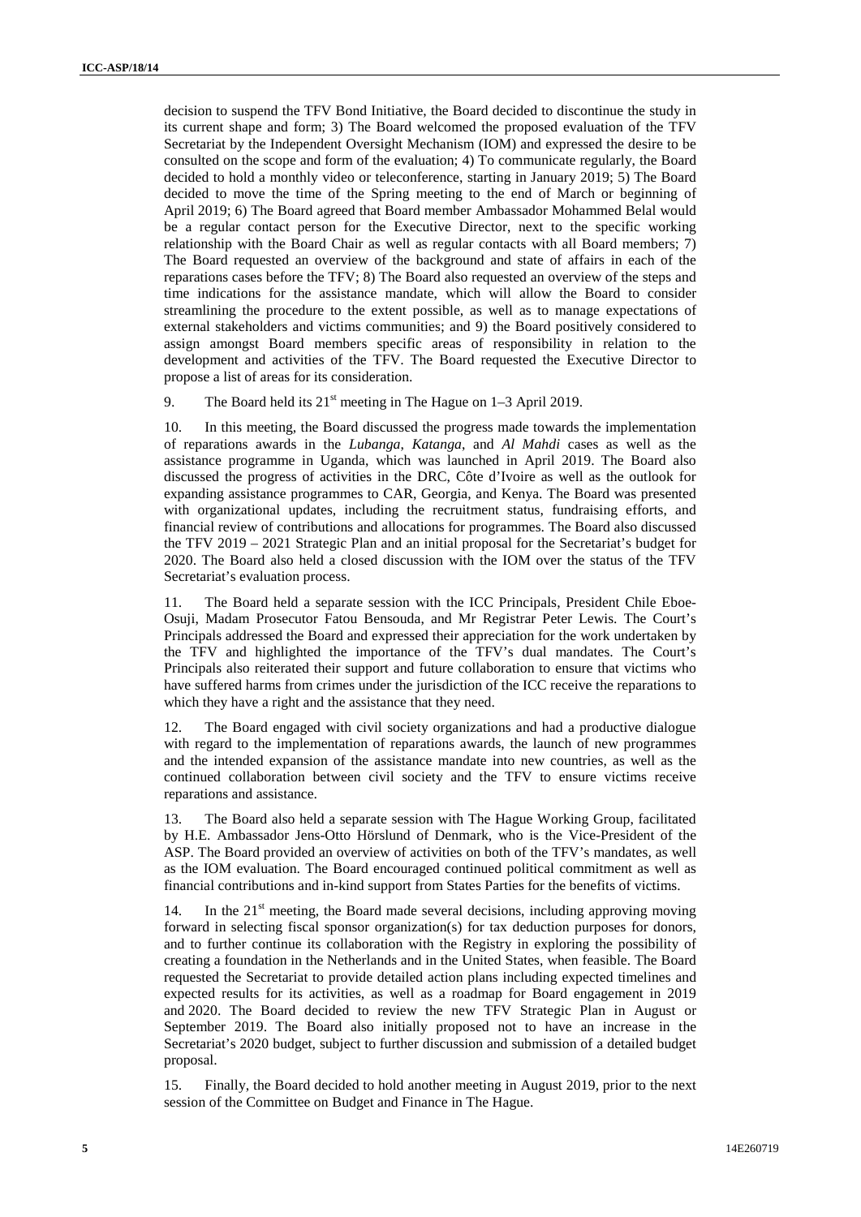decision to suspend the TFV Bond Initiative, the Board decided to discontinue the study in its current shape and form; 3) The Board welcomed the proposed evaluation of the TFV Secretariat by the Independent Oversight Mechanism (IOM) and expressed the desire to be consulted on the scope and form of the evaluation; 4) To communicate regularly, the Board decided to hold a monthly video or teleconference, starting in January 2019; 5) The Board decided to move the time of the Spring meeting to the end of March or beginning of April 2019; 6) The Board agreed that Board member Ambassador Mohammed Belal would be a regular contact person for the Executive Director, next to the specific working relationship with the Board Chair as well as regular contacts with all Board members; 7) The Board requested an overview of the background and state of affairs in each of the reparations cases before the TFV; 8) The Board also requested an overview of the steps and time indications for the assistance mandate, which will allow the Board to consider streamlining the procedure to the extent possible, as well as to manage expectations of external stakeholders and victims communities; and 9) the Board positively considered to assign amongst Board members specific areas of responsibility in relation to the development and activities of the TFV. The Board requested the Executive Director to propose a list of areas for its consideration.

9. The Board held its 21st meeting in The Hague on 1–3 April 2019.

10. In this meeting, the Board discussed the progress made towards the implementation of reparations awards in the *Lubanga*, *Katanga*, and *Al Mahdi* cases as well as the assistance programme in Uganda, which was launched in April 2019. The Board also discussed the progress of activities in the DRC, Côte d'Ivoire as well as the outlook for expanding assistance programmes to CAR, Georgia, and Kenya. The Board was presented with organizational updates, including the recruitment status, fundraising efforts, and financial review of contributions and allocations for programmes. The Board also discussed the TFV 2019 – 2021 Strategic Plan and an initial proposal for the Secretariat's budget for 2020. The Board also held a closed discussion with the IOM over the status of the TFV Secretariat's evaluation process.

11. The Board held a separate session with the ICC Principals, President Chile Eboe-Osuji, Madam Prosecutor Fatou Bensouda, and Mr Registrar Peter Lewis. The Court's Principals addressed the Board and expressed their appreciation for the work undertaken by the TFV and highlighted the importance of the TFV's dual mandates. The Court's Principals also reiterated their support and future collaboration to ensure that victims who have suffered harms from crimes under the jurisdiction of the ICC receive the reparations to which they have a right and the assistance that they need.

12. The Board engaged with civil society organizations and had a productive dialogue with regard to the implementation of reparations awards, the launch of new programmes and the intended expansion of the assistance mandate into new countries, as well as the continued collaboration between civil society and the TFV to ensure victims receive reparations and assistance.

13. The Board also held a separate session with The Hague Working Group, facilitated by H.E. Ambassador Jens-Otto Hörslund of Denmark, who is the Vice-President of the ASP. The Board provided an overview of activities on both of the TFV's mandates, as well as the IOM evaluation. The Board encouraged continued political commitment as well as financial contributions and in-kind support from States Parties for the benefits of victims.

14. In the 21st meeting, the Board made several decisions, including approving moving forward in selecting fiscal sponsor organization(s) for tax deduction purposes for donors, and to further continue its collaboration with the Registry in exploring the possibility of creating a foundation in the Netherlands and in the United States, when feasible. The Board requested the Secretariat to provide detailed action plans including expected timelines and expected results for its activities, as well as a roadmap for Board engagement in 2019 and 2020. The Board decided to review the new TFV Strategic Plan in August or September 2019. The Board also initially proposed not to have an increase in the Secretariat's 2020 budget, subject to further discussion and submission of a detailed budget proposal.

15. Finally, the Board decided to hold another meeting in August 2019, prior to the next session of the Committee on Budget and Finance in The Hague.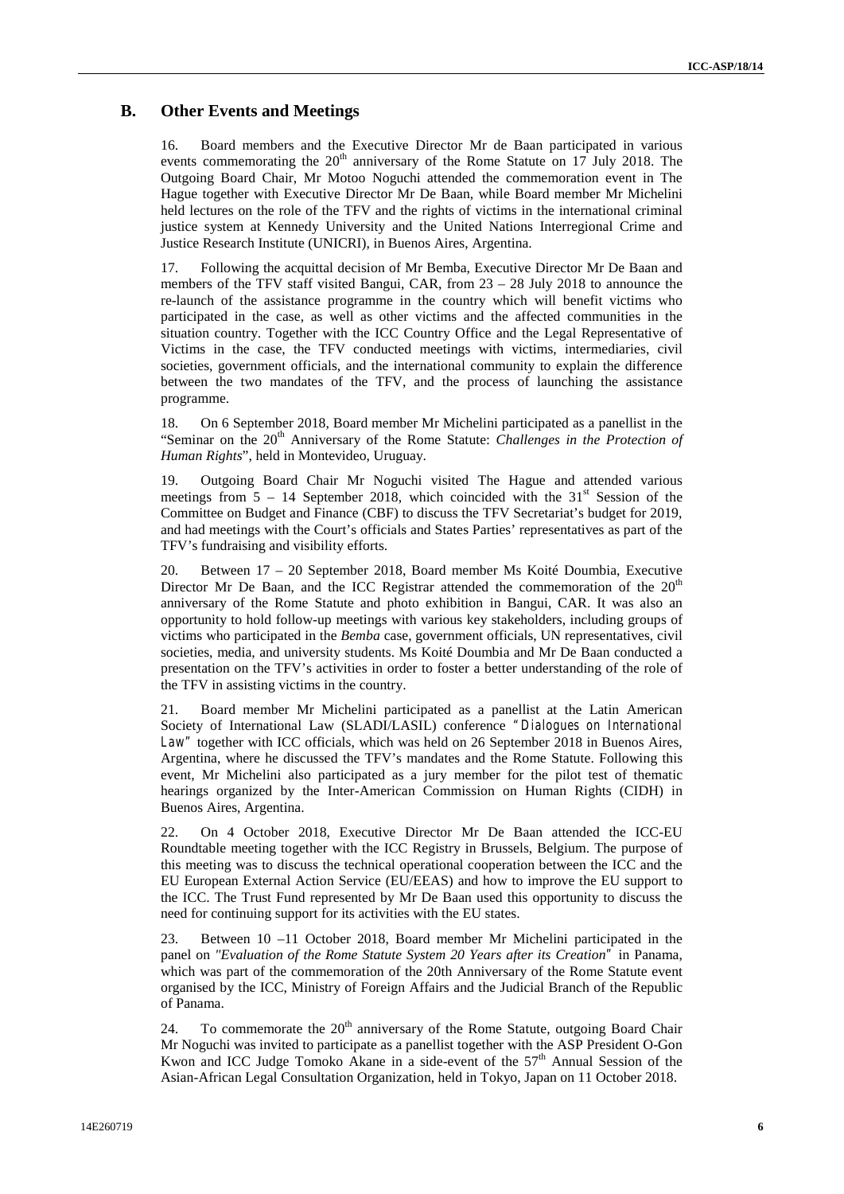## B. Other Events and Meetings

16. Board members and the Executive Director Mr de Baan participated in various events commemorating the 20th anniversary of the Rome Statute on 17 July 2018. The Outgoing Board Chair, Mr Motoo Noguchi attended the commemoration event in The Hague together with Executive Director Mr De Baan, while Board member Mr Michelini held lectures on the role of the TFV and the rights of victims in the international criminal justice system at Kennedy University and the United Nations Interregional Crime and Justice Research Institute (UNICRI), in Buenos Aires, Argentina.

17. Following the acquittal decision of Mr Bemba, Executive Director Mr De Baan and members of the TFV staff visited Bangui, CAR, from 23 – 28 July 2018 to announce the re-launch of the assistance programme in the country which will benefit victims who participated in the case, as well as other victims and the affected communities in the situation country. Together with the ICC Country Office and the Legal Representative of Victims in the case, the TFV conducted meetings with victims, intermediaries, civil societies, government officials, and the international community to explain the difference between the two mandates of the TFV, and the process of launching the assistance programme.

18. On 6 September 2018, Board member Mr Michelini participated as a panellist in the "Seminar on the 20th Anniversary of the Rome Statute: *Challenges in the Protection of Human Rights*", held in Montevideo, Uruguay.

19. Outgoing Board Chair Mr Noguchi visited The Hague and attended various meetings from 5 – 14 September 2018, which coincided with the 31st Session of the Committee on Budget and Finance (CBF) to discuss the TFV Secretariat's budget for 2019, and had meetings with the Court's officials and States Parties' representatives as part of the TFV's fundraising and visibility efforts.

20. Between 17 – 20 September 2018, Board member Ms Koité Doumbia, Executive Director Mr De Baan, and the ICC Registrar attended the commemoration of the 20th anniversary of the Rome Statute and photo exhibition in Bangui, CAR. It was also an opportunity to hold follow-up meetings with various key stakeholders, including groups of victims who participated in the *Bemba* case, government officials, UN representatives, civil societies, media, and university students. Ms Koité Doumbia and Mr De Baan conducted a presentation on the TFV's activities in order to foster a better understanding of the role of the TFV in assisting victims in the country.

21. Board member Mr Michelini participated as a panellist at the Latin American Society of International Law (SLADI/LASIL) conference *"Dialogues on International Law"* together with ICC officials, which was held on 26 September 2018 in Buenos Aires, Argentina, where he discussed the TFV's mandates and the Rome Statute. Following this event, Mr Michelini also participated as a jury member for the pilot test of thematic hearings organized by the Inter-American Commission on Human Rights (CIDH) in Buenos Aires, Argentina.

22. On 4 October 2018, Executive Director Mr De Baan attended the ICC-EU Roundtable meeting together with the ICC Registry in Brussels, Belgium. The purpose of this meeting was to discuss the technical operational cooperation between the ICC and the EU European External Action Service (EU/EEAS) and how to improve the EU support to the ICC. The Trust Fund represented by Mr De Baan used this opportunity to discuss the need for continuing support for its activities with the EU states.

23. Between 10 –11 October 2018, Board member Mr Michelini participated in the panel on *"Evaluation of the Rome Statute System 20 Years after its Creation"* in Panama, which was part of the commemoration of the 20th Anniversary of the Rome Statute event organised by the ICC, Ministry of Foreign Affairs and the Judicial Branch of the Republic of Panama.

24. To commemorate the 20th anniversary of the Rome Statute, outgoing Board Chair Mr Noguchi was invited to participate as a panellist together with the ASP President O-Gon Kwon and ICC Judge Tomoko Akane in a side-event of the 57th Annual Session of the Asian-African Legal Consultation Organization, held in Tokyo, Japan on 11 October 2018.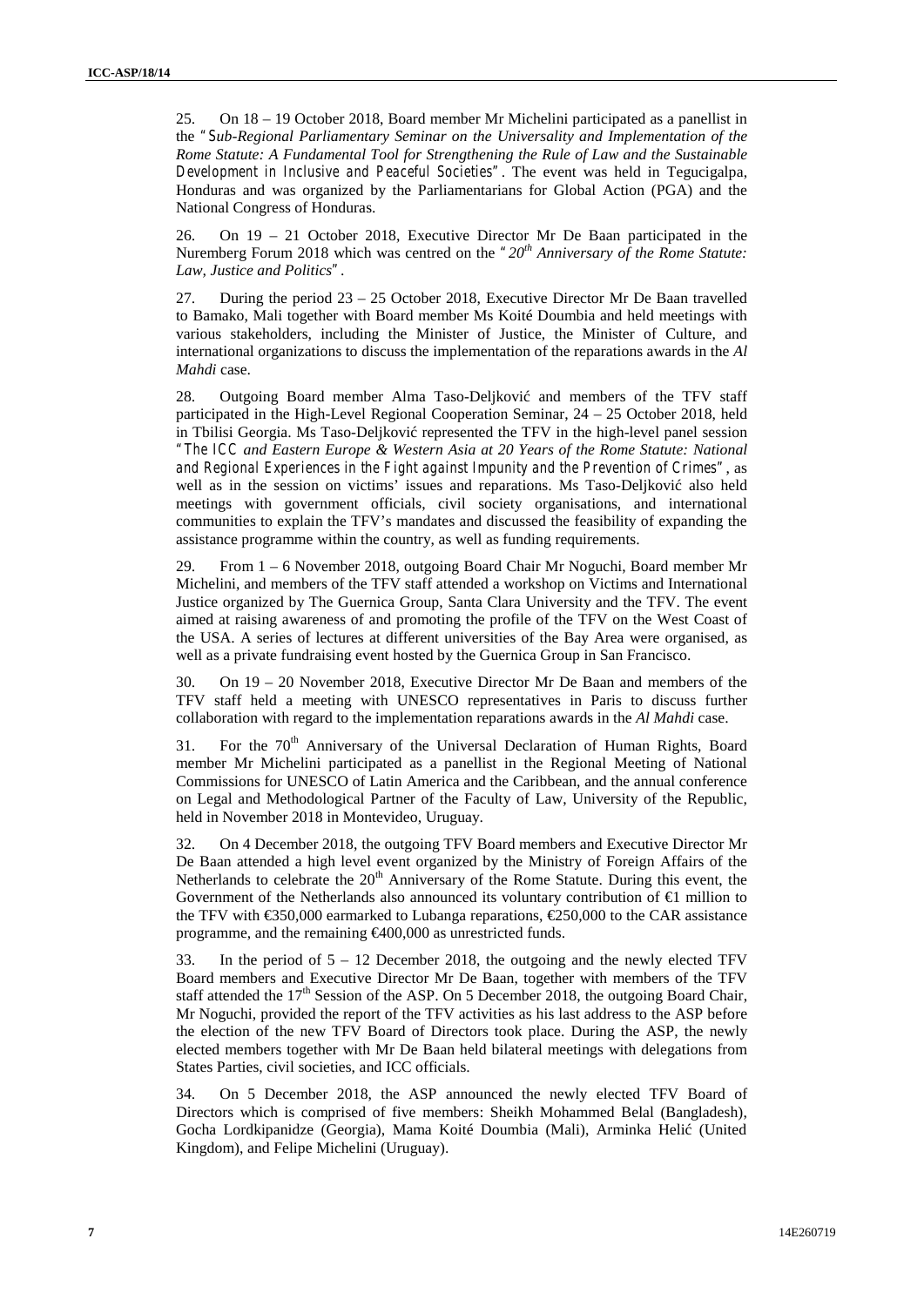25. On 18 – 19 October 2018, Board member Mr Michelini participated as a panellist in the "*Sub-Regional Parliamentary Seminar on the Universality and Implementation of the Rome Statute: A Fundamental Tool for Strengthening the Rule of Law and the Sustainable Development in Inclusive and Peaceful Societies*". The event was held in Tegucigalpa, Honduras and was organized by the Parliamentarians for Global Action (PGA) and the National Congress of Honduras.

26. On 19 – 21 October 2018, Executive Director Mr De Baan participated in the Nuremberg Forum 2018 which was centred on the "*20th Anniversary of the Rome Statute: Law, Justice and Politics*".

27. During the period 23 – 25 October 2018, Executive Director Mr De Baan travelled to Bamako, Mali together with Board member Ms Koité Doumbia and held meetings with various stakeholders, including the Minister of Justice, the Minister of Culture, and international organizations to discuss the implementation of the reparations awards in the *Al Mahdi* case.

28. Outgoing Board member Alma Taso-Deljković and members of the TFV staff participated in the High-Level Regional Cooperation Seminar, 24 – 25 October 2018, held in Tbilisi Georgia. Ms Taso-Deljković represented the TFV in the high-level panel session "*The ICC and Eastern Europe & Western Asia at 20 Years of the Rome Statute: National and Regional Experiences in the Fight against Impunity and the Prevention of Crimes*", as well as in the session on victims' issues and reparations. Ms Taso-Deljković also held meetings with government officials, civil society organisations, and international communities to explain the TFV's mandates and discussed the feasibility of expanding the assistance programme within the country, as well as funding requirements.

29. From 1 – 6 November 2018, outgoing Board Chair Mr Noguchi, Board member Mr Michelini, and members of the TFV staff attended a workshop on Victims and International Justice organized by The Guernica Group, Santa Clara University and the TFV. The event aimed at raising awareness of and promoting the profile of the TFV on the West Coast of the USA. A series of lectures at different universities of the Bay Area were organised, as well as a private fundraising event hosted by the Guernica Group in San Francisco.

30. On 19 – 20 November 2018, Executive Director Mr De Baan and members of the TFV staff held a meeting with UNESCO representatives in Paris to discuss further collaboration with regard to the implementation reparations awards in the *Al Mahdi* case.

31. For the 70th Anniversary of the Universal Declaration of Human Rights, Board member Mr Michelini participated as a panellist in the Regional Meeting of National Commissions for UNESCO of Latin America and the Caribbean, and the annual conference on Legal and Methodological Partner of the Faculty of Law, University of the Republic, held in November 2018 in Montevideo, Uruguay.

32. On 4 December 2018, the outgoing TFV Board members and Executive Director Mr De Baan attended a high level event organized by the Ministry of Foreign Affairs of the Netherlands to celebrate the 20th Anniversary of the Rome Statute. During this event, the Government of the Netherlands also announced its voluntary contribution of €1 million to the TFV with €350,000 earmarked to Lubanga reparations, €250,000 to the CAR assistance programme, and the remaining €400,000 as unrestricted funds.

33. In the period of 5 – 12 December 2018, the outgoing and the newly elected TFV Board members and Executive Director Mr De Baan, together with members of the TFV staff attended the 17th Session of the ASP. On 5 December 2018, the outgoing Board Chair, Mr Noguchi, provided the report of the TFV activities as his last address to the ASP before the election of the new TFV Board of Directors took place. During the ASP, the newly elected members together with Mr De Baan held bilateral meetings with delegations from States Parties, civil societies, and ICC officials.

34. On 5 December 2018, the ASP announced the newly elected TFV Board of Directors which is comprised of five members: Sheikh Mohammed Belal (Bangladesh), Gocha Lordkipanidze (Georgia), Mama Koité Doumbia (Mali), Arminka Helić (United Kingdom), and Felipe Michelini (Uruguay).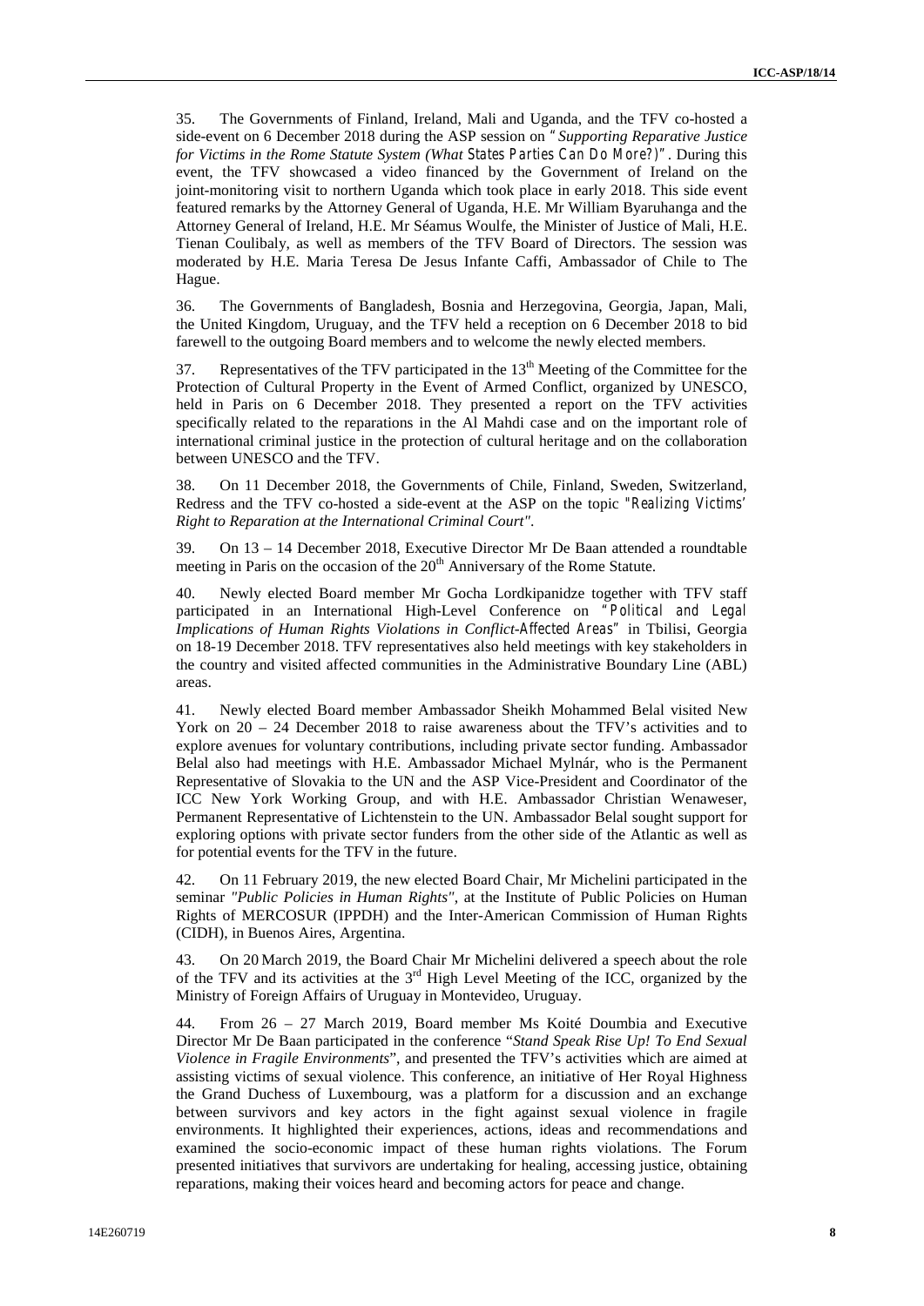35. The Governments of Finland, Ireland, Mali and Uganda, and the TFV co-hosted a side-event on 6 December 2018 during the ASP session on "*Supporting Reparative Justice for Victims in the Rome Statute System (What States Parties Can Do More?)*". During this event, the TFV showcased a video financed by the Government of Ireland on the joint-monitoring visit to northern Uganda which took place in early 2018. This side event featured remarks by the Attorney General of Uganda, H.E. Mr William Byaruhanga and the Attorney General of Ireland, H.E. Mr Séamus Woulfe, the Minister of Justice of Mali, H.E. Tienan Coulibaly, as well as members of the TFV Board of Directors. The session was moderated by H.E. Maria Teresa De Jesus Infante Caffi, Ambassador of Chile to The Hague.

36. The Governments of Bangladesh, Bosnia and Herzegovina, Georgia, Japan, Mali, the United Kingdom, Uruguay, and the TFV held a reception on 6 December 2018 to bid farewell to the outgoing Board members and to welcome the newly elected members.

37. Representatives of the TFV participated in the 13th Meeting of the Committee for the Protection of Cultural Property in the Event of Armed Conflict, organized by UNESCO, held in Paris on 6 December 2018. They presented a report on the TFV activities specifically related to the reparations in the Al Mahdi case and on the important role of international criminal justice in the protection of cultural heritage and on the collaboration between UNESCO and the TFV.

38. On 11 December 2018, the Governments of Chile, Finland, Sweden, Switzerland, Redress and the TFV co-hosted a side-event at the ASP on the topic *"Realizing Victims' Right to Reparation at the International Criminal Court"*.

39. On 13 – 14 December 2018, Executive Director Mr De Baan attended a roundtable meeting in Paris on the occasion of the 20th Anniversary of the Rome Statute.

40. Newly elected Board member Mr Gocha Lordkipanidze together with TFV staff participated in an International High-Level Conference on "*Political and Legal Implications of Human Rights Violations in Conflict-Affected Areas*" in Tbilisi, Georgia on 18-19 December 2018. TFV representatives also held meetings with key stakeholders in the country and visited affected communities in the Administrative Boundary Line (ABL) areas.

41. Newly elected Board member Ambassador Sheikh Mohammed Belal visited New York on 20 – 24 December 2018 to raise awareness about the TFV's activities and to explore avenues for voluntary contributions, including private sector funding. Ambassador Belal also had meetings with H.E. Ambassador Michael Mylnár, who is the Permanent Representative of Slovakia to the UN and the ASP Vice-President and Coordinator of the ICC New York Working Group, and with H.E. Ambassador Christian Wenaweser, Permanent Representative of Lichtenstein to the UN. Ambassador Belal sought support for exploring options with private sector funders from the other side of the Atlantic as well as for potential events for the TFV in the future.

42. On 11 February 2019, the new elected Board Chair, Mr Michelini participated in the seminar *"Public Policies in Human Rights"*, at the Institute of Public Policies on Human Rights of MERCOSUR (IPPDH) and the Inter-American Commission of Human Rights (CIDH), in Buenos Aires, Argentina.

43. On 20 March 2019, the Board Chair Mr Michelini delivered a speech about the role of the TFV and its activities at the 3rd High Level Meeting of the ICC, organized by the Ministry of Foreign Affairs of Uruguay in Montevideo, Uruguay.

44. From 26 – 27 March 2019, Board member Ms Koité Doumbia and Executive Director Mr De Baan participated in the conference "*Stand Speak Rise Up! To End Sexual Violence in Fragile Environments*", and presented the TFV's activities which are aimed at assisting victims of sexual violence. This conference, an initiative of Her Royal Highness the Grand Duchess of Luxembourg, was a platform for a discussion and an exchange between survivors and key actors in the fight against sexual violence in fragile environments. It highlighted their experiences, actions, ideas and recommendations and examined the socio-economic impact of these human rights violations. The Forum presented initiatives that survivors are undertaking for healing, accessing justice, obtaining reparations, making their voices heard and becoming actors for peace and change.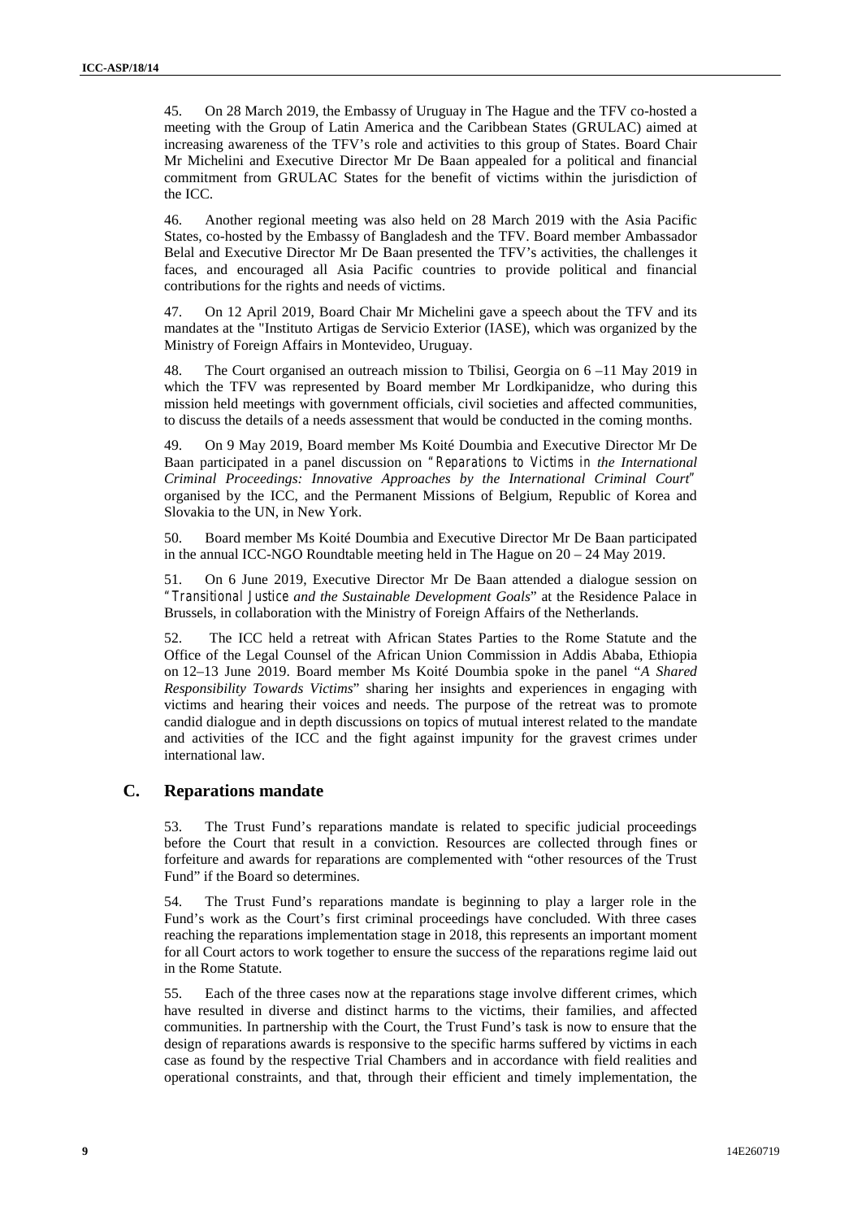45. On 28 March 2019, the Embassy of Uruguay in The Hague and the TFV co-hosted a meeting with the Group of Latin America and the Caribbean States (GRULAC) aimed at increasing awareness of the TFV's role and activities to this group of States. Board Chair Mr Michelini and Executive Director Mr De Baan appealed for a political and financial commitment from GRULAC States for the benefit of victims within the jurisdiction of the ICC.

46. Another regional meeting was also held on 28 March 2019 with the Asia Pacific States, co-hosted by the Embassy of Bangladesh and the TFV. Board member Ambassador Belal and Executive Director Mr De Baan presented the TFV's activities, the challenges it faces, and encouraged all Asia Pacific countries to provide political and financial contributions for the rights and needs of victims.

47. On 12 April 2019, Board Chair Mr Michelini gave a speech about the TFV and its mandates at the "Instituto Artigas de Servicio Exterior (IASE), which was organized by the Ministry of Foreign Affairs in Montevideo, Uruguay.

48. The Court organised an outreach mission to Tbilisi, Georgia on 6 –11 May 2019 in which the TFV was represented by Board member Mr Lordkipanidze, who during this mission held meetings with government officials, civil societies and affected communities, to discuss the details of a needs assessment that would be conducted in the coming months.

49. On 9 May 2019, Board member Ms Koité Doumbia and Executive Director Mr De Baan participated in a panel discussion on "*Reparations to Victims in the International Criminal Proceedings: Innovative Approaches by the International Criminal Court*" organised by the ICC, and the Permanent Missions of Belgium, Republic of Korea and Slovakia to the UN, in New York.

50. Board member Ms Koité Doumbia and Executive Director Mr De Baan participated in the annual ICC-NGO Roundtable meeting held in The Hague on 20 – 24 May 2019.

51. On 6 June 2019, Executive Director Mr De Baan attended a dialogue session on "*Transitional Justice and the Sustainable Development Goals*" at the Residence Palace in Brussels, in collaboration with the Ministry of Foreign Affairs of the Netherlands.

52. The ICC held a retreat with African States Parties to the Rome Statute and the Office of the Legal Counsel of the African Union Commission in Addis Ababa, Ethiopia on 12–13 June 2019. Board member Ms Koité Doumbia spoke in the panel "*A Shared Responsibility Towards Victims*" sharing her insights and experiences in engaging with victims and hearing their voices and needs. The purpose of the retreat was to promote candid dialogue and in depth discussions on topics of mutual interest related to the mandate and activities of the ICC and the fight against impunity for the gravest crimes under international law.

## C. Reparations mandate

53. The Trust Fund's reparations mandate is related to specific judicial proceedings before the Court that result in a conviction. Resources are collected through fines or forfeiture and awards for reparations are complemented with "other resources of the Trust Fund" if the Board so determines.

54. The Trust Fund's reparations mandate is beginning to play a larger role in the Fund's work as the Court's first criminal proceedings have concluded. With three cases reaching the reparations implementation stage in 2018, this represents an important moment for all Court actors to work together to ensure the success of the reparations regime laid out in the Rome Statute.

55. Each of the three cases now at the reparations stage involve different crimes, which have resulted in diverse and distinct harms to the victims, their families, and affected communities. In partnership with the Court, the Trust Fund's task is now to ensure that the design of reparations awards is responsive to the specific harms suffered by victims in each case as found by the respective Trial Chambers and in accordance with field realities and operational constraints, and that, through their efficient and timely implementation, the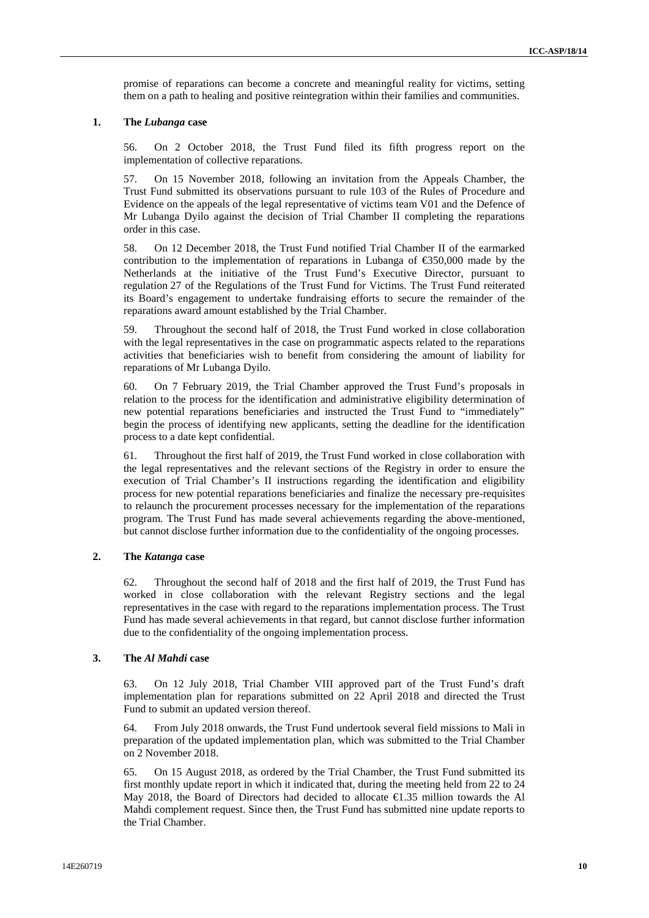promise of reparations can become a concrete and meaningful reality for victims, setting them on a path to healing and positive reintegration within their families and communities.

### 1. The *Lubanga* case

56. On 2 October 2018, the Trust Fund filed its fifth progress report on the implementation of collective reparations.

57. On 15 November 2018, following an invitation from the Appeals Chamber, the Trust Fund submitted its observations pursuant to rule 103 of the Rules of Procedure and Evidence on the appeals of the legal representative of victims team V01 and the Defence of Mr Lubanga Dyilo against the decision of Trial Chamber II completing the reparations order in this case.

58. On 12 December 2018, the Trust Fund notified Trial Chamber II of the earmarked contribution to the implementation of reparations in Lubanga of €350,000 made by the Netherlands at the initiative of the Trust Fund's Executive Director, pursuant to regulation 27 of the Regulations of the Trust Fund for Victims. The Trust Fund reiterated its Board's engagement to undertake fundraising efforts to secure the remainder of the reparations award amount established by the Trial Chamber.

59. Throughout the second half of 2018, the Trust Fund worked in close collaboration with the legal representatives in the case on programmatic aspects related to the reparations activities that beneficiaries wish to benefit from considering the amount of liability for reparations of Mr Lubanga Dyilo.

60. On 7 February 2019, the Trial Chamber approved the Trust Fund's proposals in relation to the process for the identification and administrative eligibility determination of new potential reparations beneficiaries and instructed the Trust Fund to "immediately" begin the process of identifying new applicants, setting the deadline for the identification process to a date kept confidential.

61. Throughout the first half of 2019, the Trust Fund worked in close collaboration with the legal representatives and the relevant sections of the Registry in order to ensure the execution of Trial Chamber's II instructions regarding the identification and eligibility process for new potential reparations beneficiaries and finalize the necessary pre-requisites to relaunch the procurement processes necessary for the implementation of the reparations program. The Trust Fund has made several achievements regarding the above-mentioned, but cannot disclose further information due to the confidentiality of the ongoing processes.

### 2. The *Katanga* case

62. Throughout the second half of 2018 and the first half of 2019, the Trust Fund has worked in close collaboration with the relevant Registry sections and the legal representatives in the case with regard to the reparations implementation process. The Trust Fund has made several achievements in that regard, but cannot disclose further information due to the confidentiality of the ongoing implementation process.

### 3. The *Al Mahdi* case

63. On 12 July 2018, Trial Chamber VIII approved part of the Trust Fund's draft implementation plan for reparations submitted on 22 April 2018 and directed the Trust Fund to submit an updated version thereof.

64. From July 2018 onwards, the Trust Fund undertook several field missions to Mali in preparation of the updated implementation plan, which was submitted to the Trial Chamber on 2 November 2018.

65. On 15 August 2018, as ordered by the Trial Chamber, the Trust Fund submitted its first monthly update report in which it indicated that, during the meeting held from 22 to 24 May 2018, the Board of Directors had decided to allocate €1.35 million towards the Al Mahdi complement request. Since then, the Trust Fund has submitted nine update reports to the Trial Chamber.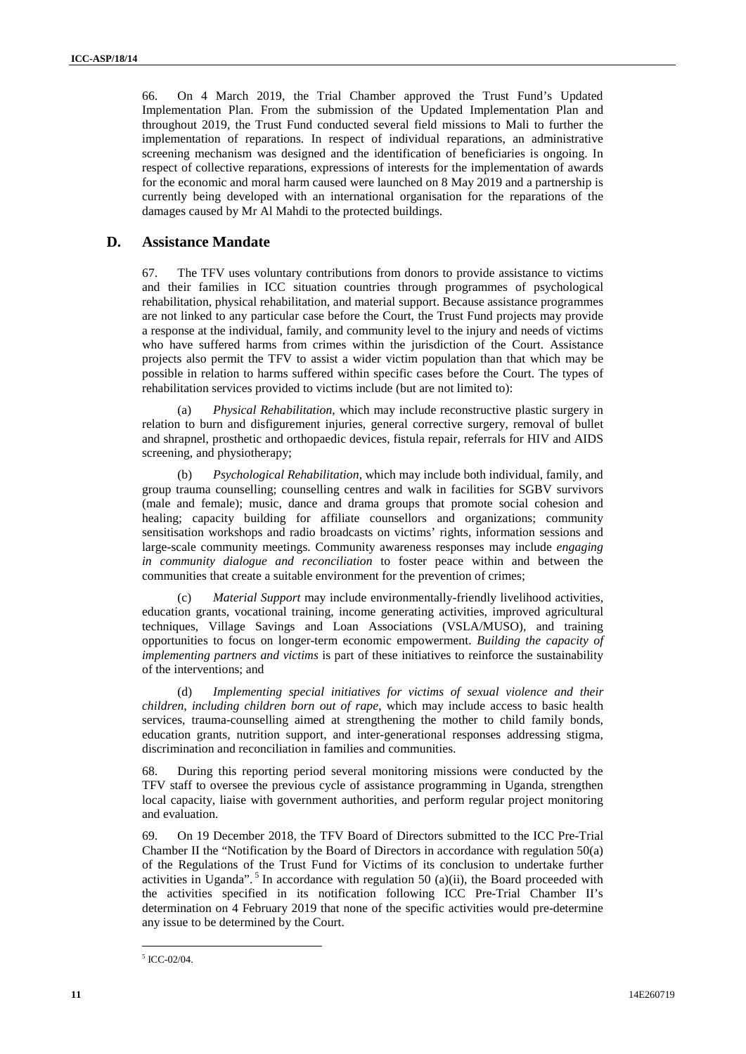66. On 4 March 2019, the Trial Chamber approved the Trust Fund's Updated Implementation Plan. From the submission of the Updated Implementation Plan and throughout 2019, the Trust Fund conducted several field missions to Mali to further the implementation of reparations. In respect of individual reparations, an administrative screening mechanism was designed and the identification of beneficiaries is ongoing. In respect of collective reparations, expressions of interests for the implementation of awards for the economic and moral harm caused were launched on 8 May 2019 and a partnership is currently being developed with an international organisation for the reparations of the damages caused by Mr Al Mahdi to the protected buildings.

## D. Assistance Mandate

67. The TFV uses voluntary contributions from donors to provide assistance to victims and their families in ICC situation countries through programmes of psychological rehabilitation, physical rehabilitation, and material support. Because assistance programmes are not linked to any particular case before the Court, the Trust Fund projects may provide a response at the individual, family, and community level to the injury and needs of victims who have suffered harms from crimes within the jurisdiction of the Court. Assistance projects also permit the TFV to assist a wider victim population than that which may be possible in relation to harms suffered within specific cases before the Court. The types of rehabilitation services provided to victims include (but are not limited to):

(a) *Physical Rehabilitation*, which may include reconstructive plastic surgery in relation to burn and disfigurement injuries, general corrective surgery, removal of bullet and shrapnel, prosthetic and orthopaedic devices, fistula repair, referrals for HIV and AIDS screening, and physiotherapy;

(b) *Psychological Rehabilitation*, which may include both individual, family, and group trauma counselling; counselling centres and walk in facilities for SGBV survivors (male and female); music, dance and drama groups that promote social cohesion and healing; capacity building for affiliate counsellors and organizations; community sensitisation workshops and radio broadcasts on victims' rights, information sessions and large-scale community meetings. Community awareness responses may include *engaging in community dialogue and reconciliation* to foster peace within and between the communities that create a suitable environment for the prevention of crimes;

(c) *Material Support* may include environmentally-friendly livelihood activities, education grants, vocational training, income generating activities, improved agricultural techniques, Village Savings and Loan Associations (VSLA/MUSO), and training opportunities to focus on longer-term economic empowerment. *Building the capacity of implementing partners and victims* is part of these initiatives to reinforce the sustainability of the interventions; and

(d) *Implementing special initiatives for victims of sexual violence and their children, including children born out of rape*, which may include access to basic health services, trauma-counselling aimed at strengthening the mother to child family bonds, education grants, nutrition support, and inter-generational responses addressing stigma, discrimination and reconciliation in families and communities.

68. During this reporting period several monitoring missions were conducted by the TFV staff to oversee the previous cycle of assistance programming in Uganda, strengthen local capacity, liaise with government authorities, and perform regular project monitoring and evaluation.

69. On 19 December 2018, the TFV Board of Directors submitted to the ICC Pre-Trial Chamber II the "Notification by the Board of Directors in accordance with regulation 50(a) of the Regulations of the Trust Fund for Victims of its conclusion to undertake further activities in Uganda".[5] In accordance with regulation 50 (a)(ii), the Board proceeded with the activities specified in its notification following ICC Pre-Trial Chamber II's determination on 4 February 2019 that none of the specific activities would pre-determine any issue to be determined by the Court.

---

[5] ICC-02/04.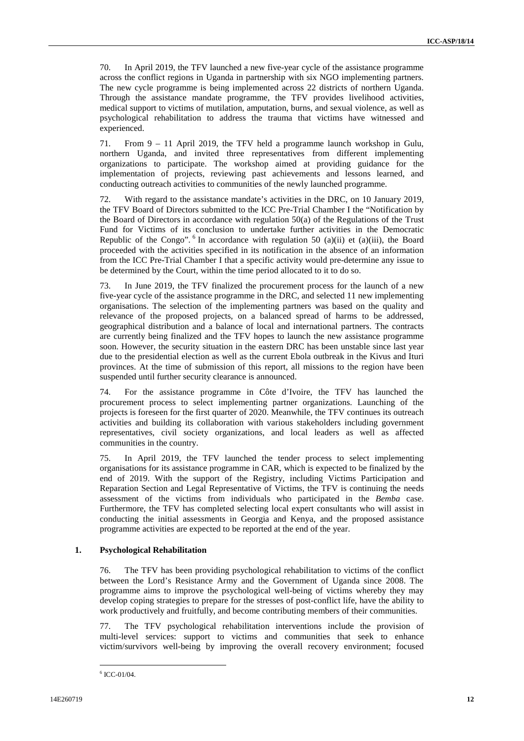70. In April 2019, the TFV launched a new five-year cycle of the assistance programme across the conflict regions in Uganda in partnership with six NGO implementing partners. The new cycle programme is being implemented across 22 districts of northern Uganda. Through the assistance mandate programme, the TFV provides livelihood activities, medical support to victims of mutilation, amputation, burns, and sexual violence, as well as psychological rehabilitation to address the trauma that victims have witnessed and experienced.

71. From 9 – 11 April 2019, the TFV held a programme launch workshop in Gulu, northern Uganda, and invited three representatives from different implementing organizations to participate. The workshop aimed at providing guidance for the implementation of projects, reviewing past achievements and lessons learned, and conducting outreach activities to communities of the newly launched programme.

72. With regard to the assistance mandate's activities in the DRC, on 10 January 2019, the TFV Board of Directors submitted to the ICC Pre-Trial Chamber I the "Notification by the Board of Directors in accordance with regulation 50(a) of the Regulations of the Trust Fund for Victims of its conclusion to undertake further activities in the Democratic Republic of the Congo".[6] In accordance with regulation 50 (a)(ii) et (a)(iii), the Board proceeded with the activities specified in its notification in the absence of an information from the ICC Pre-Trial Chamber I that a specific activity would pre-determine any issue to be determined by the Court, within the time period allocated to it to do so.

73. In June 2019, the TFV finalized the procurement process for the launch of a new five-year cycle of the assistance programme in the DRC, and selected 11 new implementing organisations. The selection of the implementing partners was based on the quality and relevance of the proposed projects, on a balanced spread of harms to be addressed, geographical distribution and a balance of local and international partners. The contracts are currently being finalized and the TFV hopes to launch the new assistance programme soon. However, the security situation in the eastern DRC has been unstable since last year due to the presidential election as well as the current Ebola outbreak in the Kivus and Ituri provinces. At the time of submission of this report, all missions to the region have been suspended until further security clearance is announced.

74. For the assistance programme in Côte d'Ivoire, the TFV has launched the procurement process to select implementing partner organizations. Launching of the projects is foreseen for the first quarter of 2020. Meanwhile, the TFV continues its outreach activities and building its collaboration with various stakeholders including government representatives, civil society organizations, and local leaders as well as affected communities in the country.

75. In April 2019, the TFV launched the tender process to select implementing organisations for its assistance programme in CAR, which is expected to be finalized by the end of 2019. With the support of the Registry, including Victims Participation and Reparation Section and Legal Representative of Victims, the TFV is continuing the needs assessment of the victims from individuals who participated in the *Bemba* case. Furthermore, the TFV has completed selecting local expert consultants who will assist in conducting the initial assessments in Georgia and Kenya, and the proposed assistance programme activities are expected to be reported at the end of the year.

### 1. Psychological Rehabilitation

76. The TFV has been providing psychological rehabilitation to victims of the conflict between the Lord's Resistance Army and the Government of Uganda since 2008. The programme aims to improve the psychological well-being of victims whereby they may develop coping strategies to prepare for the stresses of post-conflict life, have the ability to work productively and fruitfully, and become contributing members of their communities.

77. The TFV psychological rehabilitation interventions include the provision of multi-level services: support to victims and communities that seek to enhance victim/survivors well-being by improving the overall recovery environment; focused

[6] ICC-01/04.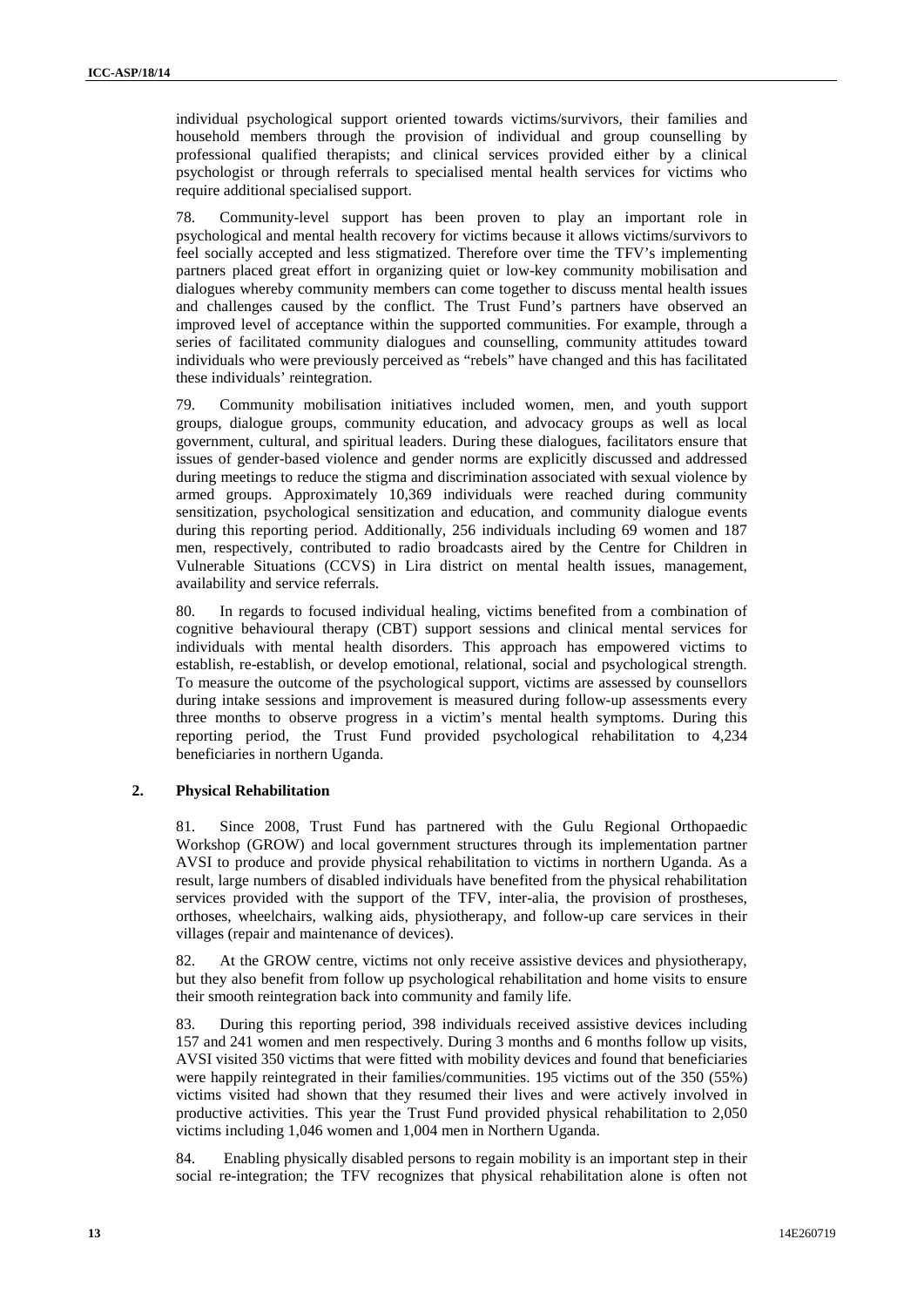individual psychological support oriented towards victims/survivors, their families and household members through the provision of individual and group counselling by professional qualified therapists; and clinical services provided either by a clinical psychologist or through referrals to specialised mental health services for victims who require additional specialised support.

78. Community-level support has been proven to play an important role in psychological and mental health recovery for victims because it allows victims/survivors to feel socially accepted and less stigmatized. Therefore over time the TFV's implementing partners placed great effort in organizing quiet or low-key community mobilisation and dialogues whereby community members can come together to discuss mental health issues and challenges caused by the conflict. The Trust Fund's partners have observed an improved level of acceptance within the supported communities. For example, through a series of facilitated community dialogues and counselling, community attitudes toward individuals who were previously perceived as "rebels" have changed and this has facilitated these individuals' reintegration.

79. Community mobilisation initiatives included women, men, and youth support groups, dialogue groups, community education, and advocacy groups as well as local government, cultural, and spiritual leaders. During these dialogues, facilitators ensure that issues of gender-based violence and gender norms are explicitly discussed and addressed during meetings to reduce the stigma and discrimination associated with sexual violence by armed groups. Approximately 10,369 individuals were reached during community sensitization, psychological sensitization and education, and community dialogue events during this reporting period. Additionally, 256 individuals including 69 women and 187 men, respectively, contributed to radio broadcasts aired by the Centre for Children in Vulnerable Situations (CCVS) in Lira district on mental health issues, management, availability and service referrals.

80. In regards to focused individual healing, victims benefited from a combination of cognitive behavioural therapy (CBT) support sessions and clinical mental services for individuals with mental health disorders. This approach has empowered victims to establish, re-establish, or develop emotional, relational, social and psychological strength. To measure the outcome of the psychological support, victims are assessed by counsellors during intake sessions and improvement is measured during follow-up assessments every three months to observe progress in a victim's mental health symptoms. During this reporting period, the Trust Fund provided psychological rehabilitation to 4,234 beneficiaries in northern Uganda.

### 2. Physical Rehabilitation

81. Since 2008, Trust Fund has partnered with the Gulu Regional Orthopaedic Workshop (GROW) and local government structures through its implementation partner AVSI to produce and provide physical rehabilitation to victims in northern Uganda. As a result, large numbers of disabled individuals have benefited from the physical rehabilitation services provided with the support of the TFV, inter-alia, the provision of prostheses, orthoses, wheelchairs, walking aids, physiotherapy, and follow-up care services in their villages (repair and maintenance of devices).

82. At the GROW centre, victims not only receive assistive devices and physiotherapy, but they also benefit from follow up psychological rehabilitation and home visits to ensure their smooth reintegration back into community and family life.

83. During this reporting period, 398 individuals received assistive devices including 157 and 241 women and men respectively. During 3 months and 6 months follow up visits, AVSI visited 350 victims that were fitted with mobility devices and found that beneficiaries were happily reintegrated in their families/communities. 195 victims out of the 350 (55%) victims visited had shown that they resumed their lives and were actively involved in productive activities. This year the Trust Fund provided physical rehabilitation to 2,050 victims including 1,046 women and 1,004 men in Northern Uganda.

84. Enabling physically disabled persons to regain mobility is an important step in their social re-integration; the TFV recognizes that physical rehabilitation alone is often not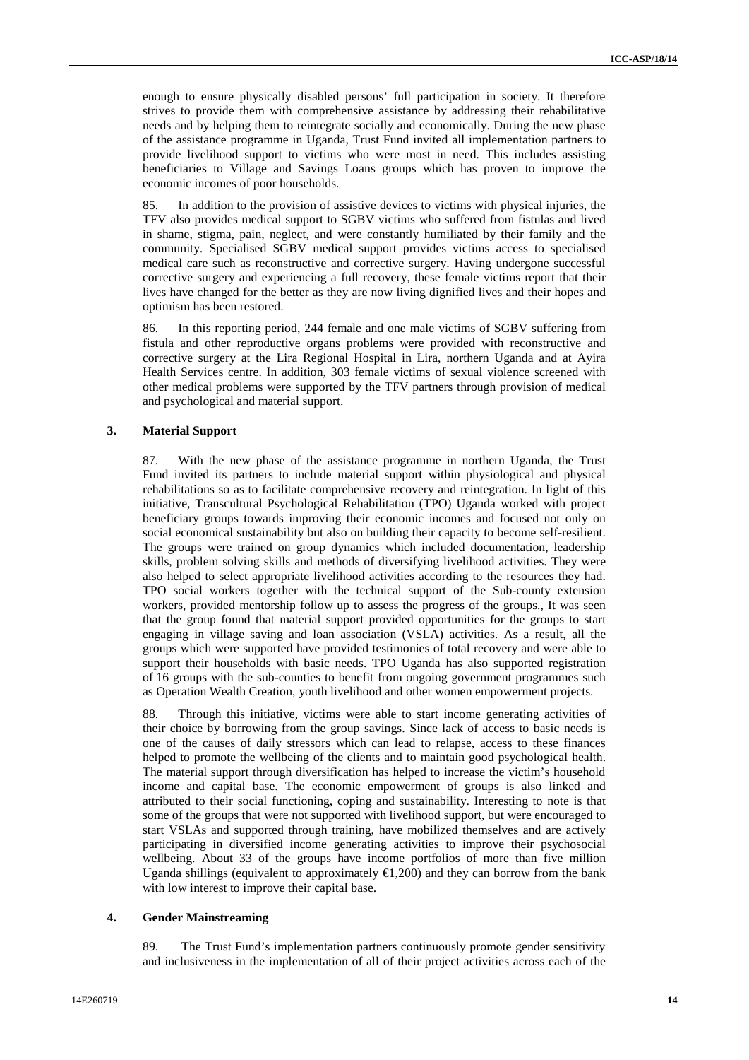enough to ensure physically disabled persons' full participation in society. It therefore strives to provide them with comprehensive assistance by addressing their rehabilitative needs and by helping them to reintegrate socially and economically. During the new phase of the assistance programme in Uganda, Trust Fund invited all implementation partners to provide livelihood support to victims who were most in need. This includes assisting beneficiaries to Village and Savings Loans groups which has proven to improve the economic incomes of poor households.

85. In addition to the provision of assistive devices to victims with physical injuries, the TFV also provides medical support to SGBV victims who suffered from fistulas and lived in shame, stigma, pain, neglect, and were constantly humiliated by their family and the community. Specialised SGBV medical support provides victims access to specialised medical care such as reconstructive and corrective surgery. Having undergone successful corrective surgery and experiencing a full recovery, these female victims report that their lives have changed for the better as they are now living dignified lives and their hopes and optimism has been restored.

86. In this reporting period, 244 female and one male victims of SGBV suffering from fistula and other reproductive organs problems were provided with reconstructive and corrective surgery at the Lira Regional Hospital in Lira, northern Uganda and at Ayira Health Services centre. In addition, 303 female victims of sexual violence screened with other medical problems were supported by the TFV partners through provision of medical and psychological and material support.

### 3. Material Support

87. With the new phase of the assistance programme in northern Uganda, the Trust Fund invited its partners to include material support within physiological and physical rehabilitations so as to facilitate comprehensive recovery and reintegration. In light of this initiative, Transcultural Psychological Rehabilitation (TPO) Uganda worked with project beneficiary groups towards improving their economic incomes and focused not only on social economical sustainability but also on building their capacity to become self-resilient. The groups were trained on group dynamics which included documentation, leadership skills, problem solving skills and methods of diversifying livelihood activities. They were also helped to select appropriate livelihood activities according to the resources they had. TPO social workers together with the technical support of the Sub-county extension workers, provided mentorship follow up to assess the progress of the groups., It was seen that the group found that material support provided opportunities for the groups to start engaging in village saving and loan association (VSLA) activities. As a result, all the groups which were supported have provided testimonies of total recovery and were able to support their households with basic needs. TPO Uganda has also supported registration of 16 groups with the sub-counties to benefit from ongoing government programmes such as Operation Wealth Creation, youth livelihood and other women empowerment projects.

88. Through this initiative, victims were able to start income generating activities of their choice by borrowing from the group savings. Since lack of access to basic needs is one of the causes of daily stressors which can lead to relapse, access to these finances helped to promote the wellbeing of the clients and to maintain good psychological health. The material support through diversification has helped to increase the victim's household income and capital base. The economic empowerment of groups is also linked and attributed to their social functioning, coping and sustainability. Interesting to note is that some of the groups that were not supported with livelihood support, but were encouraged to start VSLAs and supported through training, have mobilized themselves and are actively participating in diversified income generating activities to improve their psychosocial wellbeing. About 33 of the groups have income portfolios of more than five million Uganda shillings (equivalent to approximately €1,200) and they can borrow from the bank with low interest to improve their capital base.

### 4. Gender Mainstreaming

89. The Trust Fund's implementation partners continuously promote gender sensitivity and inclusiveness in the implementation of all of their project activities across each of the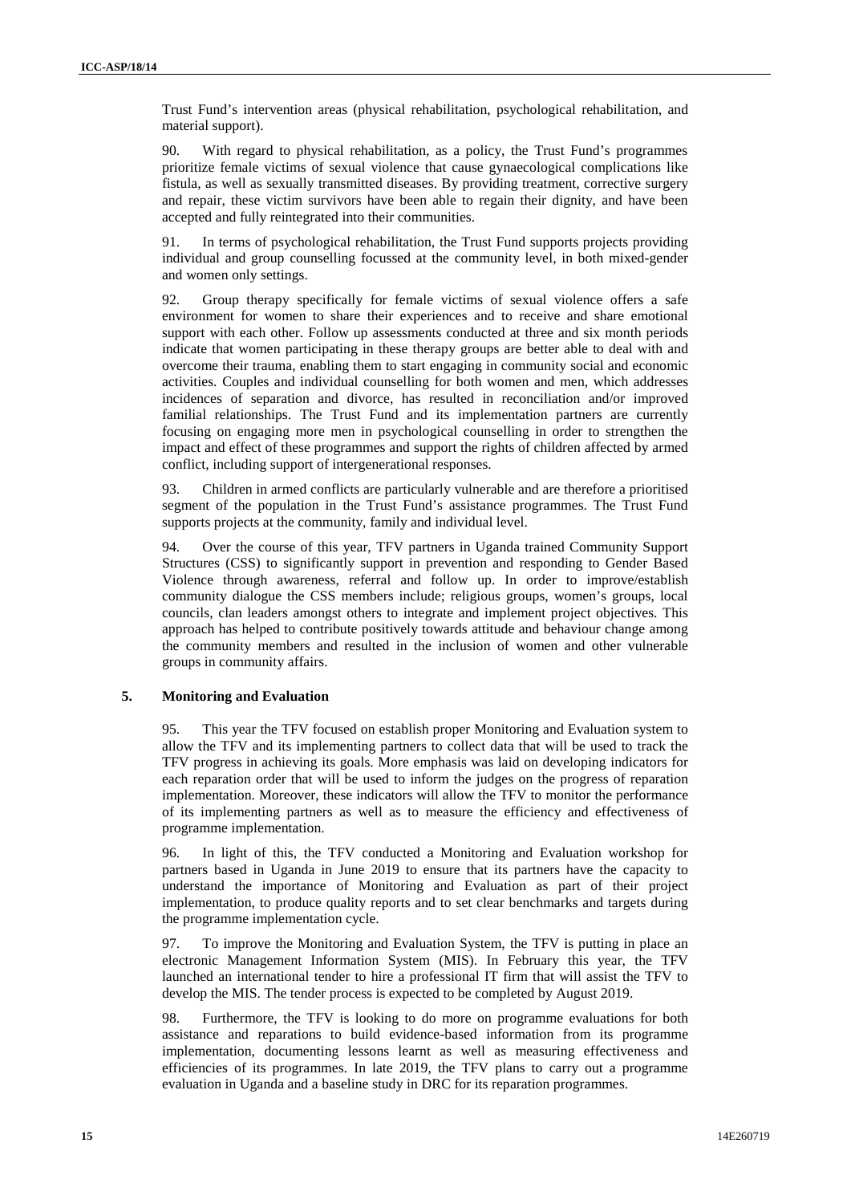Trust Fund's intervention areas (physical rehabilitation, psychological rehabilitation, and material support).

90. With regard to physical rehabilitation, as a policy, the Trust Fund's programmes prioritize female victims of sexual violence that cause gynaecological complications like fistula, as well as sexually transmitted diseases. By providing treatment, corrective surgery and repair, these victim survivors have been able to regain their dignity, and have been accepted and fully reintegrated into their communities.

91. In terms of psychological rehabilitation, the Trust Fund supports projects providing individual and group counselling focussed at the community level, in both mixed-gender and women only settings.

92. Group therapy specifically for female victims of sexual violence offers a safe environment for women to share their experiences and to receive and share emotional support with each other. Follow up assessments conducted at three and six month periods indicate that women participating in these therapy groups are better able to deal with and overcome their trauma, enabling them to start engaging in community social and economic activities. Couples and individual counselling for both women and men, which addresses incidences of separation and divorce, has resulted in reconciliation and/or improved familial relationships. The Trust Fund and its implementation partners are currently focusing on engaging more men in psychological counselling in order to strengthen the impact and effect of these programmes and support the rights of children affected by armed conflict, including support of intergenerational responses.

93. Children in armed conflicts are particularly vulnerable and are therefore a prioritised segment of the population in the Trust Fund's assistance programmes. The Trust Fund supports projects at the community, family and individual level.

94. Over the course of this year, TFV partners in Uganda trained Community Support Structures (CSS) to significantly support in prevention and responding to Gender Based Violence through awareness, referral and follow up. In order to improve/establish community dialogue the CSS members include; religious groups, women's groups, local councils, clan leaders amongst others to integrate and implement project objectives. This approach has helped to contribute positively towards attitude and behaviour change among the community members and resulted in the inclusion of women and other vulnerable groups in community affairs.

### 5. Monitoring and Evaluation

95. This year the TFV focused on establish proper Monitoring and Evaluation system to allow the TFV and its implementing partners to collect data that will be used to track the TFV progress in achieving its goals. More emphasis was laid on developing indicators for each reparation order that will be used to inform the judges on the progress of reparation implementation. Moreover, these indicators will allow the TFV to monitor the performance of its implementing partners as well as to measure the efficiency and effectiveness of programme implementation.

96. In light of this, the TFV conducted a Monitoring and Evaluation workshop for partners based in Uganda in June 2019 to ensure that its partners have the capacity to understand the importance of Monitoring and Evaluation as part of their project implementation, to produce quality reports and to set clear benchmarks and targets during the programme implementation cycle.

97. To improve the Monitoring and Evaluation System, the TFV is putting in place an electronic Management Information System (MIS). In February this year, the TFV launched an international tender to hire a professional IT firm that will assist the TFV to develop the MIS. The tender process is expected to be completed by August 2019.

98. Furthermore, the TFV is looking to do more on programme evaluations for both assistance and reparations to build evidence-based information from its programme implementation, documenting lessons learnt as well as measuring effectiveness and efficiencies of its programmes. In late 2019, the TFV plans to carry out a programme evaluation in Uganda and a baseline study in DRC for its reparation programmes.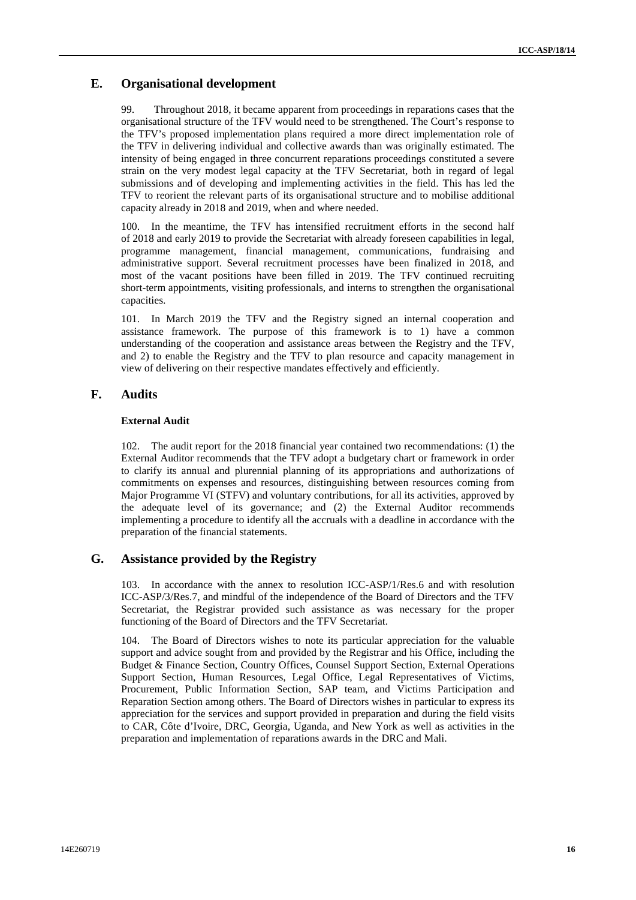## E. Organisational development

99. Throughout 2018, it became apparent from proceedings in reparations cases that the organisational structure of the TFV would need to be strengthened. The Court's response to the TFV's proposed implementation plans required a more direct implementation role of the TFV in delivering individual and collective awards than was originally estimated. The intensity of being engaged in three concurrent reparations proceedings constituted a severe strain on the very modest legal capacity at the TFV Secretariat, both in regard of legal submissions and of developing and implementing activities in the field. This has led the TFV to reorient the relevant parts of its organisational structure and to mobilise additional capacity already in 2018 and 2019, when and where needed.

100. In the meantime, the TFV has intensified recruitment efforts in the second half of 2018 and early 2019 to provide the Secretariat with already foreseen capabilities in legal, programme management, financial management, communications, fundraising and administrative support. Several recruitment processes have been finalized in 2018, and most of the vacant positions have been filled in 2019. The TFV continued recruiting short-term appointments, visiting professionals, and interns to strengthen the organisational capacities.

101. In March 2019 the TFV and the Registry signed an internal cooperation and assistance framework. The purpose of this framework is to 1) have a common understanding of the cooperation and assistance areas between the Registry and the TFV, and 2) to enable the Registry and the TFV to plan resource and capacity management in view of delivering on their respective mandates effectively and efficiently.

## F. Audits

**External Audit**

102. The audit report for the 2018 financial year contained two recommendations: (1) the External Auditor recommends that the TFV adopt a budgetary chart or framework in order to clarify its annual and plurennial planning of its appropriations and authorizations of commitments on expenses and resources, distinguishing between resources coming from Major Programme VI (STFV) and voluntary contributions, for all its activities, approved by the adequate level of its governance; and (2) the External Auditor recommends implementing a procedure to identify all the accruals with a deadline in accordance with the preparation of the financial statements.

## G. Assistance provided by the Registry

103. In accordance with the annex to resolution ICC-ASP/1/Res.6 and with resolution ICC-ASP/3/Res.7, and mindful of the independence of the Board of Directors and the TFV Secretariat, the Registrar provided such assistance as was necessary for the proper functioning of the Board of Directors and the TFV Secretariat.

104. The Board of Directors wishes to note its particular appreciation for the valuable support and advice sought from and provided by the Registrar and his Office, including the Budget & Finance Section, Country Offices, Counsel Support Section, External Operations Support Section, Human Resources, Legal Office, Legal Representatives of Victims, Procurement, Public Information Section, SAP team, and Victims Participation and Reparation Section among others. The Board of Directors wishes in particular to express its appreciation for the services and support provided in preparation and during the field visits to CAR, Côte d'Ivoire, DRC, Georgia, Uganda, and New York as well as activities in the preparation and implementation of reparations awards in the DRC and Mali.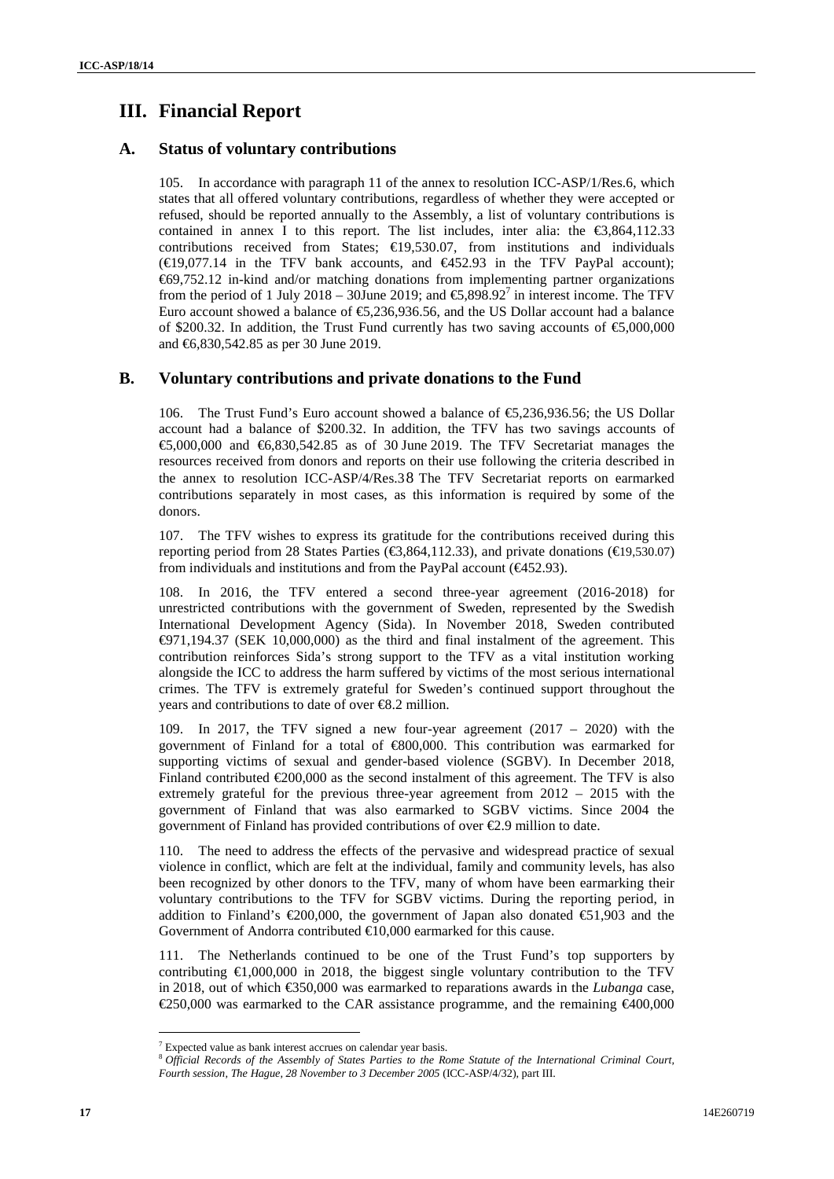# III. Financial Report

## A. Status of voluntary contributions

105. In accordance with paragraph 11 of the annex to resolution ICC-ASP/1/Res.6, which states that all offered voluntary contributions, regardless of whether they were accepted or refused, should be reported annually to the Assembly, a list of voluntary contributions is contained in annex I to this report. The list includes, inter alia: the €3,864,112.33 contributions received from States; €19,530.07, from institutions and individuals (€19,077.14 in the TFV bank accounts, and €452.93 in the TFV PayPal account); €69,752.12 in-kind and/or matching donations from implementing partner organizations from the period of 1 July 2018 – 30June 2019; and €5,898.92[7] in interest income. The TFV Euro account showed a balance of €5,236,936.56, and the US Dollar account had a balance of $200.32. In addition, the Trust Fund currently has two saving accounts of €5,000,000 and €6,830,542.85 as per 30 June 2019.

## B. Voluntary contributions and private donations to the Fund

106. The Trust Fund's Euro account showed a balance of €5,236,936.56; the US Dollar account had a balance of $200.32. In addition, the TFV has two savings accounts of €5,000,000 and €6,830,542.85 as of 30 June 2019. The TFV Secretariat manages the resources received from donors and reports on their use following the criteria described in the annex to resolution ICC-ASP/4/Res.3[8] The TFV Secretariat reports on earmarked contributions separately in most cases, as this information is required by some of the donors.

107. The TFV wishes to express its gratitude for the contributions received during this reporting period from 28 States Parties (€3,864,112.33), and private donations (€19,530.07) from individuals and institutions and from the PayPal account (€452.93).

108. In 2016, the TFV entered a second three-year agreement (2016-2018) for unrestricted contributions with the government of Sweden, represented by the Swedish International Development Agency (Sida). In November 2018, Sweden contributed €971,194.37 (SEK 10,000,000) as the third and final instalment of the agreement. This contribution reinforces Sida's strong support to the TFV as a vital institution working alongside the ICC to address the harm suffered by victims of the most serious international crimes. The TFV is extremely grateful for Sweden's continued support throughout the years and contributions to date of over €8.2 million.

109. In 2017, the TFV signed a new four-year agreement (2017 – 2020) with the government of Finland for a total of €800,000. This contribution was earmarked for supporting victims of sexual and gender-based violence (SGBV). In December 2018, Finland contributed €200,000 as the second instalment of this agreement. The TFV is also extremely grateful for the previous three-year agreement from 2012 – 2015 with the government of Finland that was also earmarked to SGBV victims. Since 2004 the government of Finland has provided contributions of over €2.9 million to date.

110. The need to address the effects of the pervasive and widespread practice of sexual violence in conflict, which are felt at the individual, family and community levels, has also been recognized by other donors to the TFV, many of whom have been earmarking their voluntary contributions to the TFV for SGBV victims. During the reporting period, in addition to Finland's €200,000, the government of Japan also donated €51,903 and the Government of Andorra contributed €10,000 earmarked for this cause.

111. The Netherlands continued to be one of the Trust Fund's top supporters by contributing €1,000,000 in 2018, the biggest single voluntary contribution to the TFV in 2018, out of which €350,000 was earmarked to reparations awards in the *Lubanga* case, €250,000 was earmarked to the CAR assistance programme, and the remaining €400,000

---

[7] Expected value as bank interest accrues on calendar year basis.

[8] *Official Records of the Assembly of States Parties to the Rome Statute of the International Criminal Court, Fourth session, The Hague, 28 November to 3 December 2005* (ICC-ASP/4/32), part III.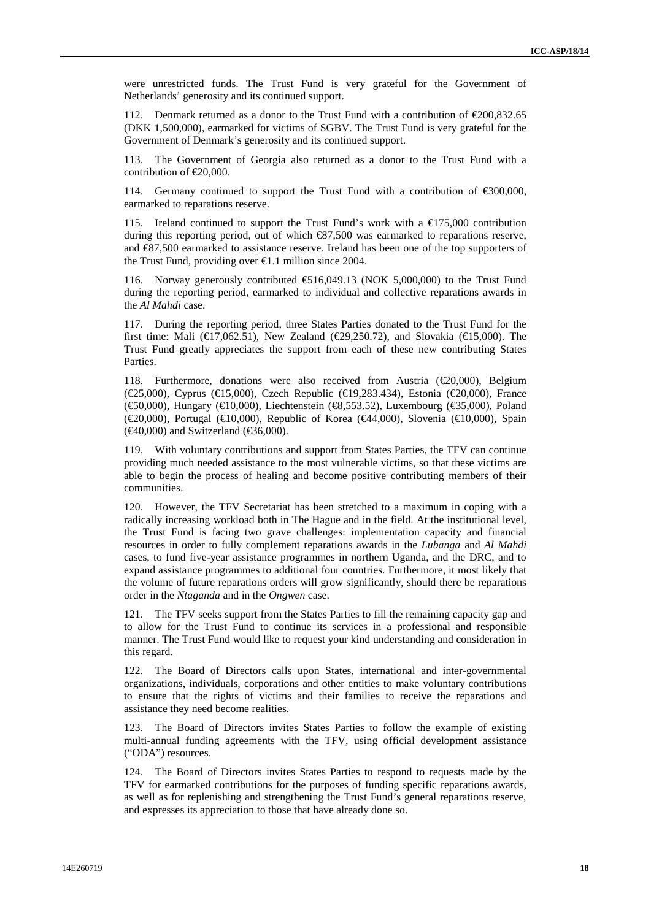were unrestricted funds. The Trust Fund is very grateful for the Government of Netherlands' generosity and its continued support.

112. Denmark returned as a donor to the Trust Fund with a contribution of €200,832.65 (DKK 1,500,000), earmarked for victims of SGBV. The Trust Fund is very grateful for the Government of Denmark's generosity and its continued support.

113. The Government of Georgia also returned as a donor to the Trust Fund with a contribution of €20,000.

114. Germany continued to support the Trust Fund with a contribution of €300,000, earmarked to reparations reserve.

115. Ireland continued to support the Trust Fund's work with a €175,000 contribution during this reporting period, out of which €87,500 was earmarked to reparations reserve, and €87,500 earmarked to assistance reserve. Ireland has been one of the top supporters of the Trust Fund, providing over €1.1 million since 2004.

116. Norway generously contributed €516,049.13 (NOK 5,000,000) to the Trust Fund during the reporting period, earmarked to individual and collective reparations awards in the *Al Mahdi* case.

117. During the reporting period, three States Parties donated to the Trust Fund for the first time: Mali (€17,062.51), New Zealand (€29,250.72), and Slovakia (€15,000). The Trust Fund greatly appreciates the support from each of these new contributing States Parties.

118. Furthermore, donations were also received from Austria (€20,000), Belgium (€25,000), Cyprus (€15,000), Czech Republic (€19,283.434), Estonia (€20,000), France (€50,000), Hungary (€10,000), Liechtenstein (€8,553.52), Luxembourg (€35,000), Poland (€20,000), Portugal (€10,000), Republic of Korea (€44,000), Slovenia (€10,000), Spain (€40,000) and Switzerland (€36,000).

119. With voluntary contributions and support from States Parties, the TFV can continue providing much needed assistance to the most vulnerable victims, so that these victims are able to begin the process of healing and become positive contributing members of their communities.

120. However, the TFV Secretariat has been stretched to a maximum in coping with a radically increasing workload both in The Hague and in the field. At the institutional level, the Trust Fund is facing two grave challenges: implementation capacity and financial resources in order to fully complement reparations awards in the *Lubanga* and *Al Mahdi* cases, to fund five-year assistance programmes in northern Uganda, and the DRC, and to expand assistance programmes to additional four countries. Furthermore, it most likely that the volume of future reparations orders will grow significantly, should there be reparations order in the *Ntaganda* and in the *Ongwen* case.

121. The TFV seeks support from the States Parties to fill the remaining capacity gap and to allow for the Trust Fund to continue its services in a professional and responsible manner. The Trust Fund would like to request your kind understanding and consideration in this regard.

122. The Board of Directors calls upon States, international and inter-governmental organizations, individuals, corporations and other entities to make voluntary contributions to ensure that the rights of victims and their families to receive the reparations and assistance they need become realities.

123. The Board of Directors invites States Parties to follow the example of existing multi-annual funding agreements with the TFV, using official development assistance ("ODA") resources.

124. The Board of Directors invites States Parties to respond to requests made by the TFV for earmarked contributions for the purposes of funding specific reparations awards, as well as for replenishing and strengthening the Trust Fund's general reparations reserve, and expresses its appreciation to those that have already done so.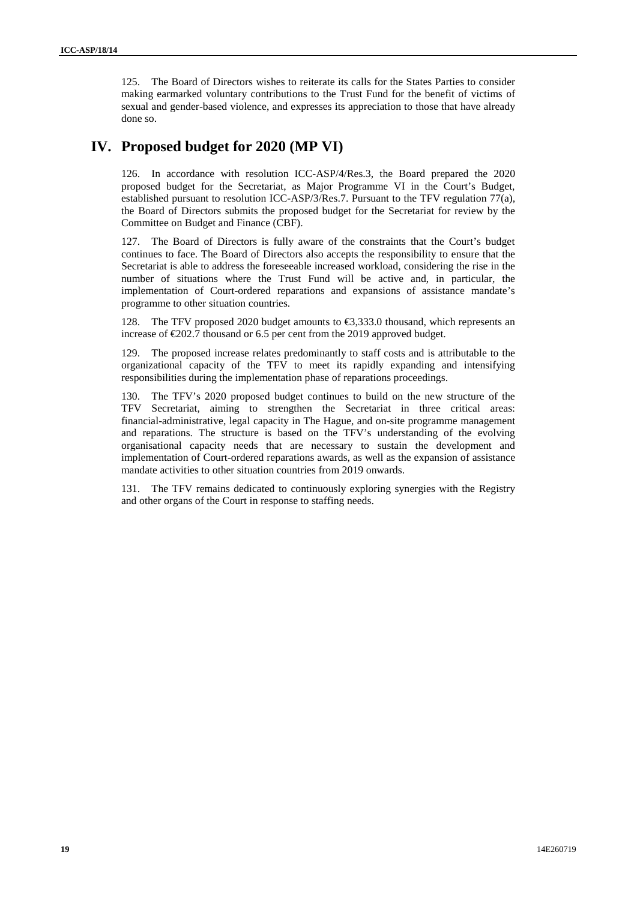125. The Board of Directors wishes to reiterate its calls for the States Parties to consider making earmarked voluntary contributions to the Trust Fund for the benefit of victims of sexual and gender-based violence, and expresses its appreciation to those that have already done so.

# IV. Proposed budget for 2020 (MP VI)

126. In accordance with resolution ICC-ASP/4/Res.3, the Board prepared the 2020 proposed budget for the Secretariat, as Major Programme VI in the Court's Budget, established pursuant to resolution ICC-ASP/3/Res.7. Pursuant to the TFV regulation 77(a), the Board of Directors submits the proposed budget for the Secretariat for review by the Committee on Budget and Finance (CBF).

127. The Board of Directors is fully aware of the constraints that the Court's budget continues to face. The Board of Directors also accepts the responsibility to ensure that the Secretariat is able to address the foreseeable increased workload, considering the rise in the number of situations where the Trust Fund will be active and, in particular, the implementation of Court-ordered reparations and expansions of assistance mandate's programme to other situation countries.

128. The TFV proposed 2020 budget amounts to €3,333.0 thousand, which represents an increase of €202.7 thousand or 6.5 per cent from the 2019 approved budget.

129. The proposed increase relates predominantly to staff costs and is attributable to the organizational capacity of the TFV to meet its rapidly expanding and intensifying responsibilities during the implementation phase of reparations proceedings.

130. The TFV's 2020 proposed budget continues to build on the new structure of the TFV Secretariat, aiming to strengthen the Secretariat in three critical areas: financial-administrative, legal capacity in The Hague, and on-site programme management and reparations. The structure is based on the TFV's understanding of the evolving organisational capacity needs that are necessary to sustain the development and implementation of Court-ordered reparations awards, as well as the expansion of assistance mandate activities to other situation countries from 2019 onwards.

131. The TFV remains dedicated to continuously exploring synergies with the Registry and other organs of the Court in response to staffing needs.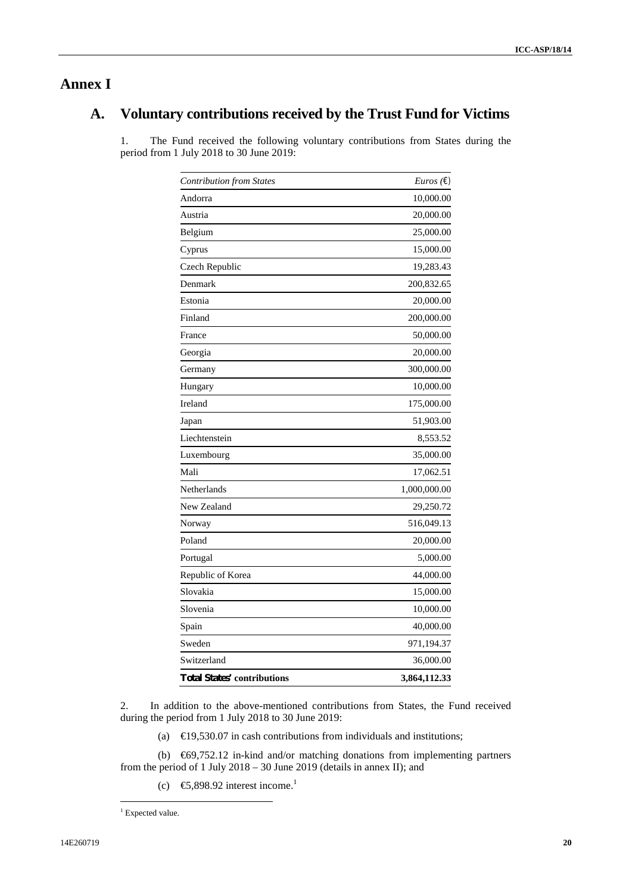# Annex I

## A. Voluntary contributions received by the Trust Fund for Victims

1. The Fund received the following voluntary contributions from States during the period from 1 July 2018 to 30 June 2019:

| *Contribution from States* | *Euros (€)* |
|---|---|
| Andorra | 10,000.00 |
| Austria | 20,000.00 |
| Belgium | 25,000.00 |
| Cyprus | 15,000.00 |
| Czech Republic | 19,283.43 |
| Denmark | 200,832.65 |
| Estonia | 20,000.00 |
| Finland | 200,000.00 |
| France | 50,000.00 |
| Georgia | 20,000.00 |
| Germany | 300,000.00 |
| Hungary | 10,000.00 |
| Ireland | 175,000.00 |
| Japan | 51,903.00 |
| Liechtenstein | 8,553.52 |
| Luxembourg | 35,000.00 |
| Mali | 17,062.51 |
| Netherlands | 1,000,000.00 |
| New Zealand | 29,250.72 |
| Norway | 516,049.13 |
| Poland | 20,000.00 |
| Portugal | 5,000.00 |
| Republic of Korea | 44,000.00 |
| Slovakia | 15,000.00 |
| Slovenia | 10,000.00 |
| Spain | 40,000.00 |
| Sweden | 971,194.37 |
| Switzerland | 36,000.00 |
| **Total States' contributions** | **3,864,112.33** |

2. In addition to the above-mentioned contributions from States, the Fund received during the period from 1 July 2018 to 30 June 2019:

(a) €19,530.07 in cash contributions from individuals and institutions;

(b) €69,752.12 in-kind and/or matching donations from implementing partners from the period of 1 July 2018 – 30 June 2019 (details in annex II); and

(c) €5,898.92 interest income.[1]

[1] Expected value.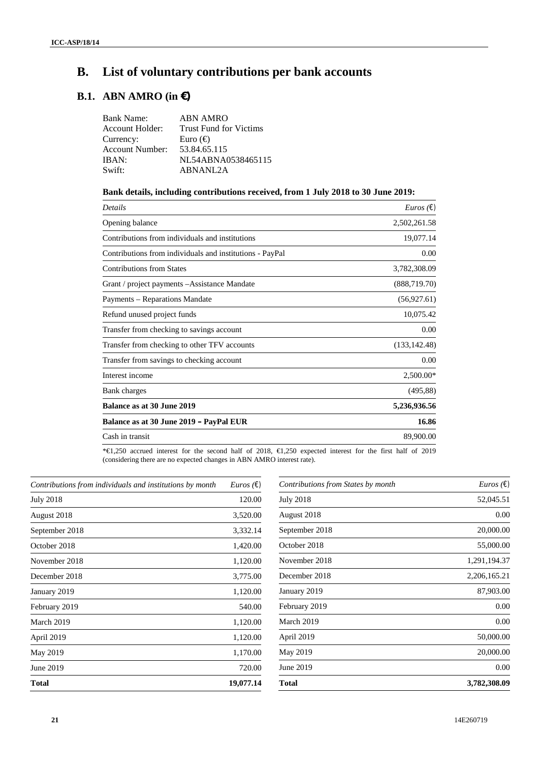## B. List of voluntary contributions per bank accounts

### B.1. ABN AMRO (in €)

| | |
|---|---|
| Bank Name: | ABN AMRO |
| Account Holder: | Trust Fund for Victims |
| Currency: | Euro (€) |
| Account Number: | 53.84.65.115 |
| IBAN: | NL54ABNA0538465115 |
| Swift: | ABNANL2A |

**Bank details, including contributions received, from 1 July 2018 to 30 June 2019:**

| *Details* | *Euros (€)* |
|---|---:|
| Opening balance | 2,502,261.58 |
| Contributions from individuals and institutions | 19,077.14 |
| Contributions from individuals and institutions - PayPal | 0.00 |
| Contributions from States | 3,782,308.09 |
| Grant / project payments –Assistance Mandate | (888,719.70) |
| Payments – Reparations Mandate | (56,927.61) |
| Refund unused project funds | 10,075.42 |
| Transfer from checking to savings account | 0.00 |
| Transfer from checking to other TFV accounts | (133,142.48) |
| Transfer from savings to checking account | 0.00 |
| Interest income | 2,500.00* |
| Bank charges | (495,88) |
| **Balance as at 30 June 2019** | **5,236,936.56** |
| **Balance as at 30 June 2019 – PayPal EUR** | **16.86** |
| Cash in transit | 89,900.00 |

*€1,250 accrued interest for the second half of 2018, €1,250 expected interest for the first half of 2019 (considering there are no expected changes in ABN AMRO interest rate).

| *Contributions from individuals and institutions by month* | *Euros (€)* |
|---|---:|
| July 2018 | 120.00 |
| August 2018 | 3,520.00 |
| September 2018 | 3,332.14 |
| October 2018 | 1,420.00 |
| November 2018 | 1,120.00 |
| December 2018 | 3,775.00 |
| January 2019 | 1,120.00 |
| February 2019 | 540.00 |
| March 2019 | 1,120.00 |
| April 2019 | 1,120.00 |
| May 2019 | 1,170.00 |
| June 2019 | 720.00 |
| **Total** | **19,077.14** |

| *Contributions from States by month* | *Euros (€)* |
|---|---:|
| July 2018 | 52,045.51 |
| August 2018 | 0.00 |
| September 2018 | 20,000.00 |
| October 2018 | 55,000.00 |
| November 2018 | 1,291,194.37 |
| December 2018 | 2,206,165.21 |
| January 2019 | 87,903.00 |
| February 2019 | 0.00 |
| March 2019 | 0.00 |
| April 2019 | 50,000.00 |
| May 2019 | 20,000.00 |
| June 2019 | 0.00 |
| **Total** | **3,782,308.09** |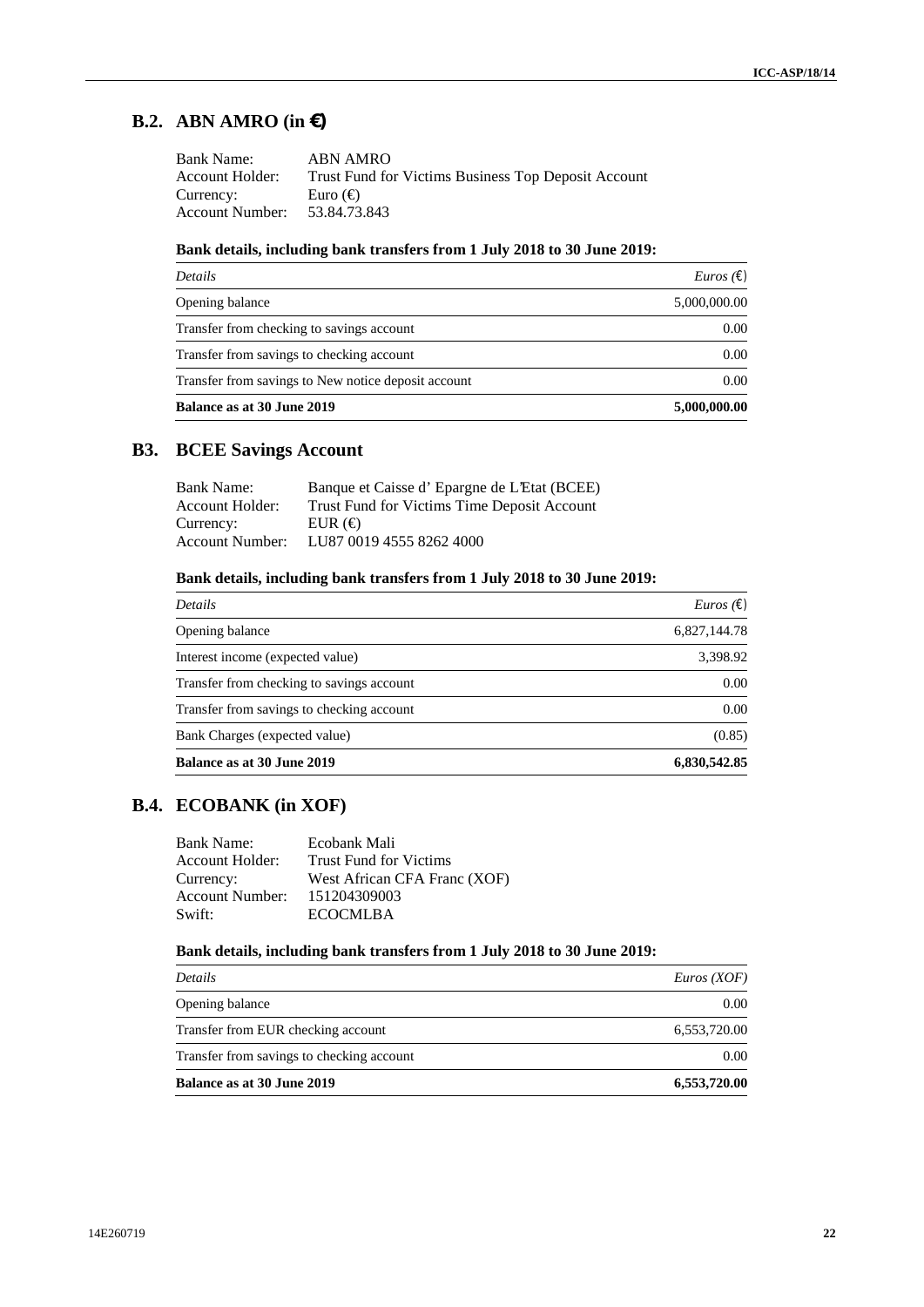## B.2. ABN AMRO (in €)

Bank Name: ABN AMRO
Account Holder: Trust Fund for Victims Business Top Deposit Account
Currency: Euro (€)
Account Number: 53.84.73.843

**Bank details, including bank transfers from 1 July 2018 to 30 June 2019:**

| *Details* | *Euros (€)* |
|---|---:|
| Opening balance | 5,000,000.00 |
| Transfer from checking to savings account | 0.00 |
| Transfer from savings to checking account | 0.00 |
| Transfer from savings to New notice deposit account | 0.00 |
| **Balance as at 30 June 2019** | **5,000,000.00** |

## B3. BCEE Savings Account

Bank Name: Banque et Caisse d' Epargne de L'Etat (BCEE)
Account Holder: Trust Fund for Victims Time Deposit Account
Currency: EUR (€)
Account Number: LU87 0019 4555 8262 4000

**Bank details, including bank transfers from 1 July 2018 to 30 June 2019:**

| *Details* | *Euros (€)* |
|---|---:|
| Opening balance | 6,827,144.78 |
| Interest income (expected value) | 3,398.92 |
| Transfer from checking to savings account | 0.00 |
| Transfer from savings to checking account | 0.00 |
| Bank Charges (expected value) | (0.85) |
| **Balance as at 30 June 2019** | **6,830,542.85** |

## B.4. ECOBANK (in XOF)

Bank Name: Ecobank Mali
Account Holder: Trust Fund for Victims
Currency: West African CFA Franc (XOF)
Account Number: 151204309003
Swift: ECOCMLBA

**Bank details, including bank transfers from 1 July 2018 to 30 June 2019:**

| *Details* | *Euros (XOF)* |
|---|---:|
| Opening balance | 0.00 |
| Transfer from EUR checking account | 6,553,720.00 |
| Transfer from savings to checking account | 0.00 |
| **Balance as at 30 June 2019** | **6,553,720.00** |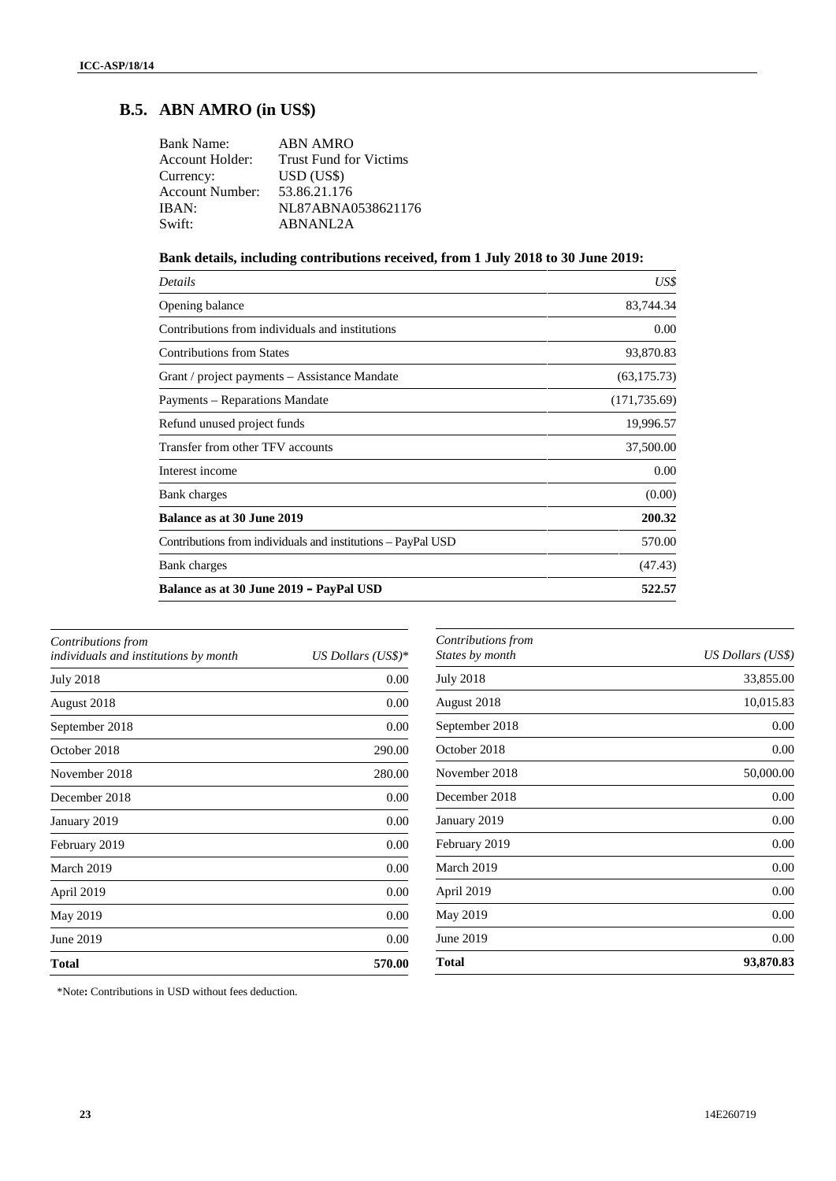## B.5. ABN AMRO (in US$)

| | |
|---|---|
| Bank Name: | ABN AMRO |
| Account Holder: | Trust Fund for Victims |
| Currency: | USD (US$) |
| Account Number: | 53.86.21.176 |
| IBAN: | NL87ABNA0538621176 |
| Swift: | ABNANL2A |

**Bank details, including contributions received, from 1 July 2018 to 30 June 2019:**

| *Details* | *US$* |
|---|---|
| Opening balance | 83,744.34 |
| Contributions from individuals and institutions | 0.00 |
| Contributions from States | 93,870.83 |
| Grant / project payments – Assistance Mandate | (63,175.73) |
| Payments – Reparations Mandate | (171,735.69) |
| Refund unused project funds | 19,996.57 |
| Transfer from other TFV accounts | 37,500.00 |
| Interest income | 0.00 |
| Bank charges | (0.00) |
| **Balance as at 30 June 2019** | **200.32** |
| Contributions from individuals and institutions – PayPal USD | 570.00 |
| Bank charges | (47.43) |
| **Balance as at 30 June 2019 – PayPal USD** | **522.57** |

| *Contributions from individuals and institutions by month* | *US Dollars (US$)\** |
|---|---|
| July 2018 | 0.00 |
| August 2018 | 0.00 |
| September 2018 | 0.00 |
| October 2018 | 290.00 |
| November 2018 | 280.00 |
| December 2018 | 0.00 |
| January 2019 | 0.00 |
| February 2019 | 0.00 |
| March 2019 | 0.00 |
| April 2019 | 0.00 |
| May 2019 | 0.00 |
| June 2019 | 0.00 |
| **Total** | **570.00** |

| *Contributions from States by month* | *US Dollars (US$)* |
|---|---|
| July 2018 | 33,855.00 |
| August 2018 | 10,015.83 |
| September 2018 | 0.00 |
| October 2018 | 0.00 |
| November 2018 | 50,000.00 |
| December 2018 | 0.00 |
| January 2019 | 0.00 |
| February 2019 | 0.00 |
| March 2019 | 0.00 |
| April 2019 | 0.00 |
| May 2019 | 0.00 |
| June 2019 | 0.00 |
| **Total** | **93,870.83** |

\*Note**:** Contributions in USD without fees deduction.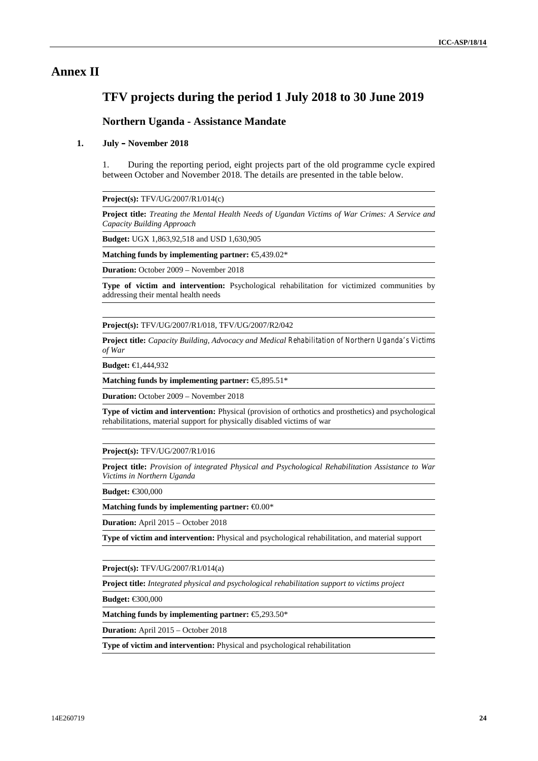# Annex II

## TFV projects during the period 1 July 2018 to 30 June 2019

### Northern Uganda - Assistance Mandate

#### 1. July – November 2018

1. During the reporting period, eight projects part of the old programme cycle expired between October and November 2018. The details are presented in the table below.

**Project(s):** TFV/UG/2007/R1/014(c)

**Project title:** *Treating the Mental Health Needs of Ugandan Victims of War Crimes: A Service and Capacity Building Approach*

**Budget:** UGX 1,863,92,518 and USD 1,630,905

**Matching funds by implementing partner:** €5,439.02*

**Duration:** October 2009 – November 2018

**Type of victim and intervention:** Psychological rehabilitation for victimized communities by addressing their mental health needs

---

**Project(s):** TFV/UG/2007/R1/018, TFV/UG/2007/R2/042

**Project title:** *Capacity Building, Advocacy and Medical Rehabilitation of Northern Uganda's Victims of War*

**Budget:** €1,444,932

**Matching funds by implementing partner:** €5,895.51*

**Duration:** October 2009 – November 2018

**Type of victim and intervention:** Physical (provision of orthotics and prosthetics) and psychological rehabilitations, material support for physically disabled victims of war

---

**Project(s):** TFV/UG/2007/R1/016

**Project title:** *Provision of integrated Physical and Psychological Rehabilitation Assistance to War Victims in Northern Uganda*

**Budget:** €300,000

**Matching funds by implementing partner:** €0.00*

**Duration:** April 2015 – October 2018

**Type of victim and intervention:** Physical and psychological rehabilitation, and material support

---

**Project(s):** TFV/UG/2007/R1/014(a)

**Project title:** *Integrated physical and psychological rehabilitation support to victims project*

**Budget:** €300,000

**Matching funds by implementing partner:** €5,293.50*

**Duration:** April 2015 – October 2018

**Type of victim and intervention:** Physical and psychological rehabilitation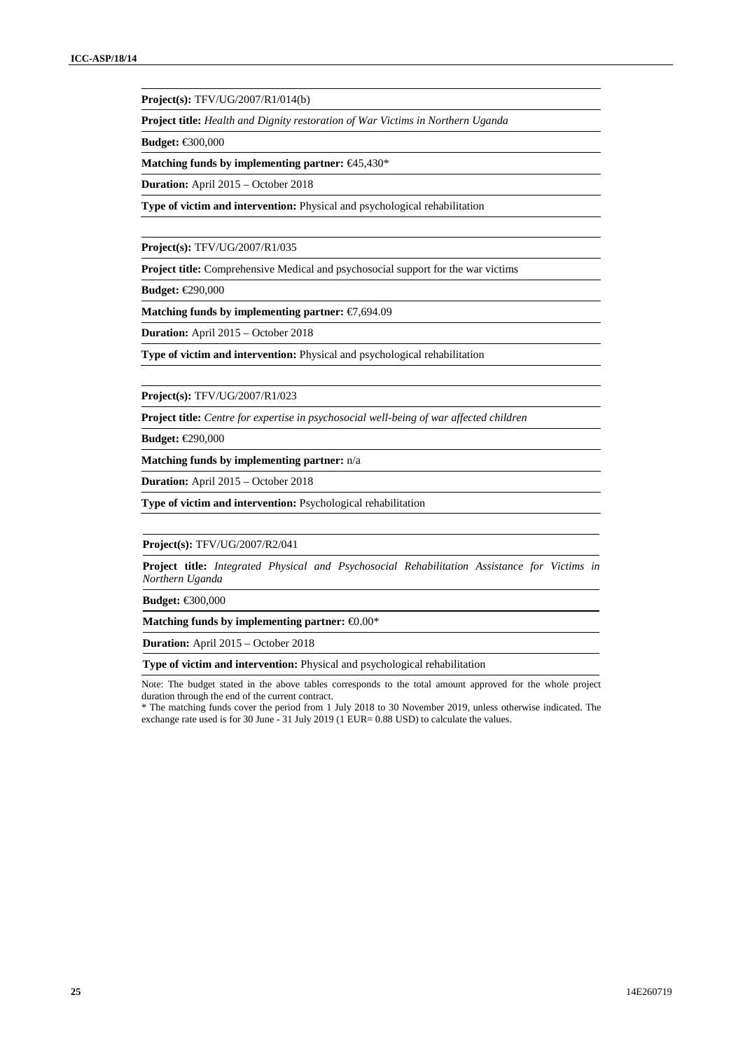**Project(s):** TFV/UG/2007/R1/014(b)

**Project title:** *Health and Dignity restoration of War Victims in Northern Uganda*

**Budget:** €300,000

**Matching funds by implementing partner:** €45,430*

**Duration:** April 2015 – October 2018

**Type of victim and intervention:** Physical and psychological rehabilitation

**Project(s):** TFV/UG/2007/R1/035

**Project title:** Comprehensive Medical and psychosocial support for the war victims

**Budget:** €290,000

**Matching funds by implementing partner:** €7,694.09

**Duration:** April 2015 – October 2018

**Type of victim and intervention:** Physical and psychological rehabilitation

**Project(s):** TFV/UG/2007/R1/023

**Project title:** *Centre for expertise in psychosocial well-being of war affected children*

**Budget:** €290,000

**Matching funds by implementing partner:** n/a

**Duration:** April 2015 – October 2018

**Type of victim and intervention:** Psychological rehabilitation

**Project(s):** TFV/UG/2007/R2/041

**Project title:** *Integrated Physical and Psychosocial Rehabilitation Assistance for Victims in Northern Uganda*

**Budget:** €300,000

**Matching funds by implementing partner:** €0.00*

**Duration:** April 2015 – October 2018

**Type of victim and intervention:** Physical and psychological rehabilitation

Note: The budget stated in the above tables corresponds to the total amount approved for the whole project duration through the end of the current contract.

* The matching funds cover the period from 1 July 2018 to 30 November 2019, unless otherwise indicated. The exchange rate used is for 30 June - 31 July 2019 (1 EUR= 0.88 USD) to calculate the values.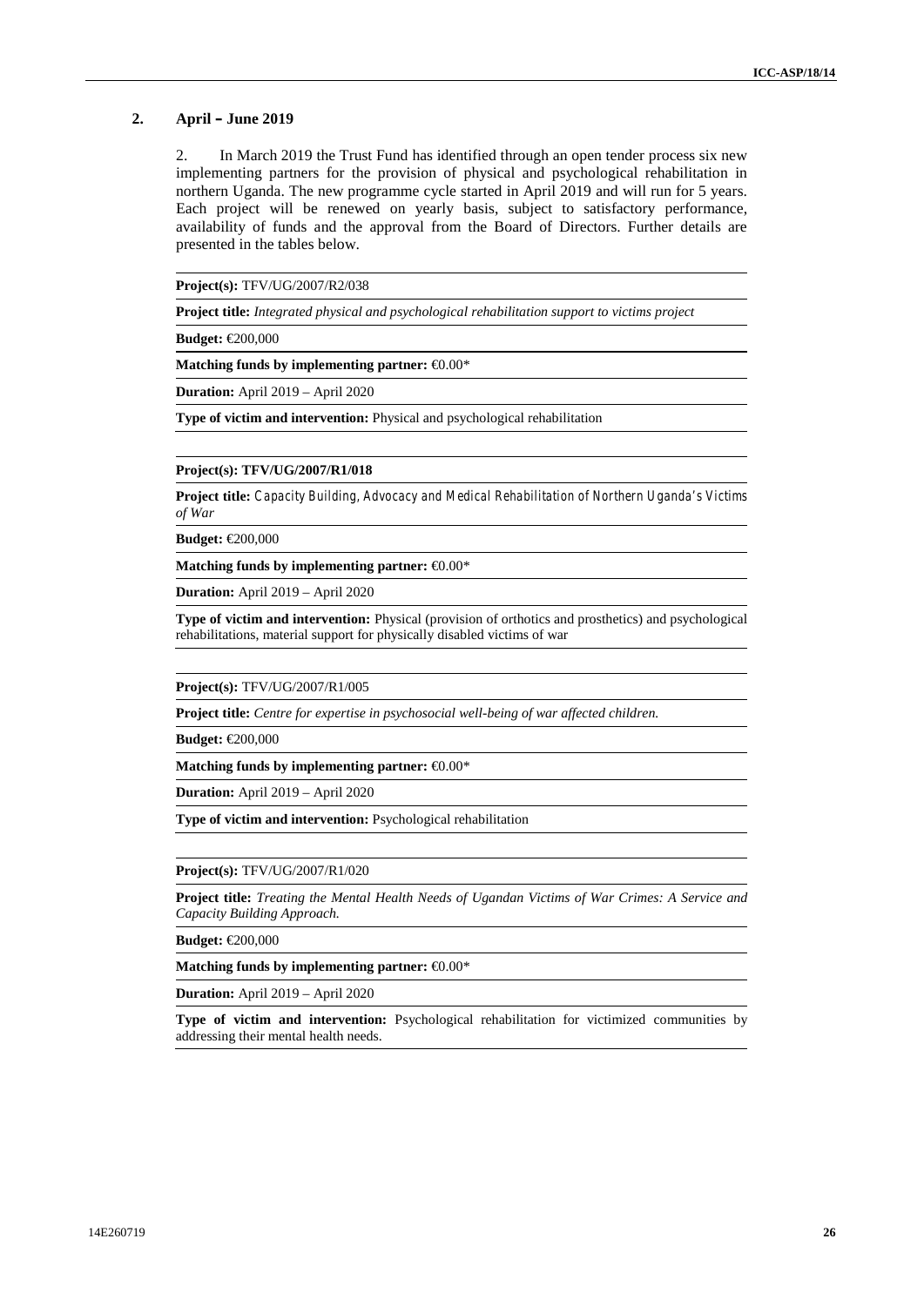## 2. April – June 2019

2. In March 2019 the Trust Fund has identified through an open tender process six new implementing partners for the provision of physical and psychological rehabilitation in northern Uganda. The new programme cycle started in April 2019 and will run for 5 years. Each project will be renewed on yearly basis, subject to satisfactory performance, availability of funds and the approval from the Board of Directors. Further details are presented in the tables below.

**Project(s):** TFV/UG/2007/R2/038

**Project title:** *Integrated physical and psychological rehabilitation support to victims project*

**Budget:** €200,000

**Matching funds by implementing partner:** €0.00*

**Duration:** April 2019 – April 2020

**Type of victim and intervention:** Physical and psychological rehabilitation

**Project(s): TFV/UG/2007/R1/018**

**Project title:** *Capacity Building, Advocacy and Medical Rehabilitation of Northern Uganda's Victims of War*

**Budget:** €200,000

**Matching funds by implementing partner:** €0.00*

**Duration:** April 2019 – April 2020

**Type of victim and intervention:** Physical (provision of orthotics and prosthetics) and psychological rehabilitations, material support for physically disabled victims of war

**Project(s):** TFV/UG/2007/R1/005

**Project title:** *Centre for expertise in psychosocial well-being of war affected children.*

**Budget:** €200,000

**Matching funds by implementing partner:** €0.00*

**Duration:** April 2019 – April 2020

**Type of victim and intervention:** Psychological rehabilitation

**Project(s):** TFV/UG/2007/R1/020

**Project title:** *Treating the Mental Health Needs of Ugandan Victims of War Crimes: A Service and Capacity Building Approach.*

**Budget:** €200,000

**Matching funds by implementing partner:** €0.00*

**Duration:** April 2019 – April 2020

**Type of victim and intervention:** Psychological rehabilitation for victimized communities by addressing their mental health needs.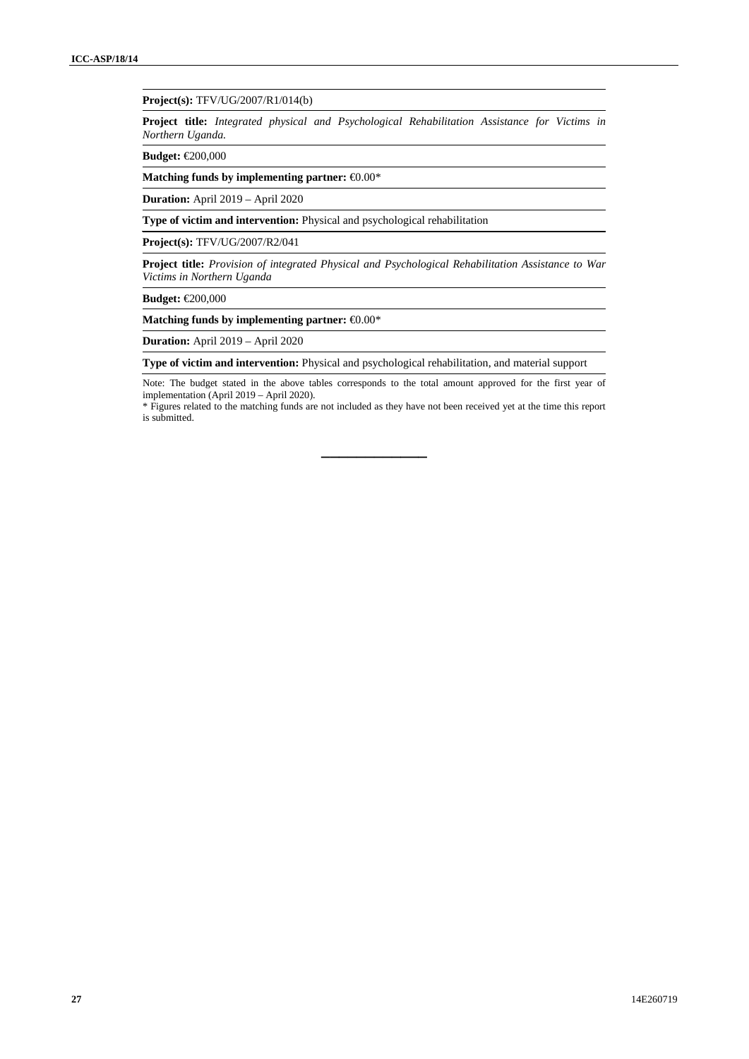**Project(s):** TFV/UG/2007/R1/014(b)

**Project title:** *Integrated physical and Psychological Rehabilitation Assistance for Victims in Northern Uganda.*

**Budget:** €200,000

**Matching funds by implementing partner:** €0.00*

**Duration:** April 2019 – April 2020

**Type of victim and intervention:** Physical and psychological rehabilitation

**Project(s):** TFV/UG/2007/R2/041

**Project title:** *Provision of integrated Physical and Psychological Rehabilitation Assistance to War Victims in Northern Uganda*

**Budget:** €200,000

**Matching funds by implementing partner:** €0.00*

**Duration:** April 2019 – April 2020

**Type of victim and intervention:** Physical and psychological rehabilitation, and material support

Note: The budget stated in the above tables corresponds to the total amount approved for the first year of implementation (April 2019 – April 2020).

* Figures related to the matching funds are not included as they have not been received yet at the time this report is submitted.

___________________